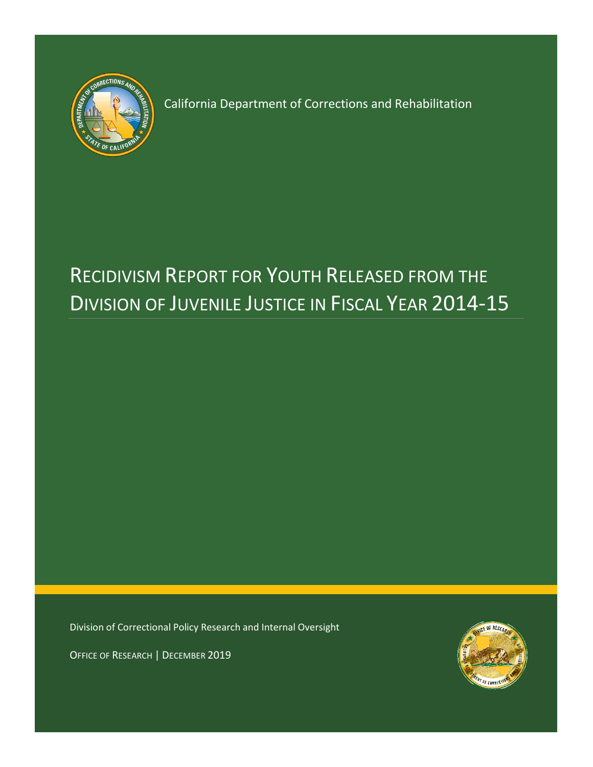California Department of Corrections and Rehabilitation

# Recidivism Report for Youth Released from the Division of Juvenile Justice in Fiscal Year 2014-15

Division of Correctional Policy Research and Internal Oversight

Office of Research | December 2019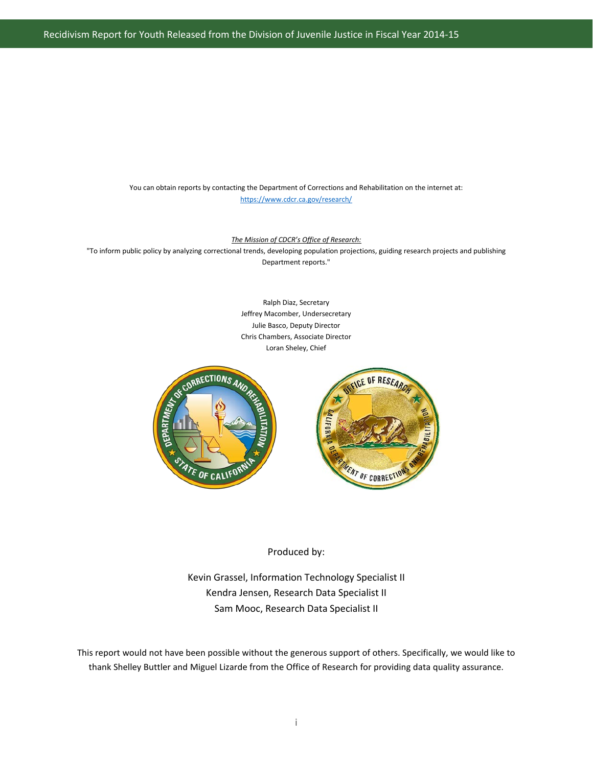You can obtain reports by contacting the Department of Corrections and Rehabilitation on the internet at:
https://www.cdcr.ca.gov/research/

*The Mission of CDCR's Office of Research:*
"To inform public policy by analyzing correctional trends, developing population projections, guiding research projects and publishing Department reports."

Ralph Diaz, Secretary
Jeffrey Macomber, Undersecretary
Julie Basco, Deputy Director
Chris Chambers, Associate Director
Loran Sheley, Chief

Produced by:

Kevin Grassel, Information Technology Specialist II
Kendra Jensen, Research Data Specialist II
Sam Mooc, Research Data Specialist II

This report would not have been possible without the generous support of others. Specifically, we would like to thank Shelley Buttler and Miguel Lizarde from the Office of Research for providing data quality assurance.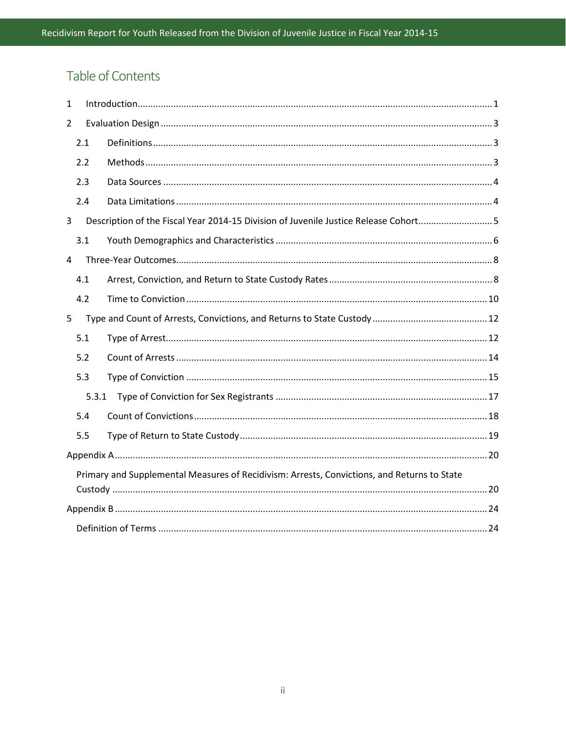# Table of Contents

1 Introduction ........................................................................................................................................ 1

2 Evaluation Design ................................................................................................................................ 3

2.1 Definitions ....................................................................................................................................... 3

2.2 Methods .......................................................................................................................................... 3

2.3 Data Sources ................................................................................................................................... 4

2.4 Data Limitations ............................................................................................................................. 4

3 Description of the Fiscal Year 2014-15 Division of Juvenile Justice Release Cohort ............................ 5

3.1 Youth Demographics and Characteristics ....................................................................................... 6

4 Three-Year Outcomes .......................................................................................................................... 8

4.1 Arrest, Conviction, and Return to State Custody Rates ................................................................... 8

4.2 Time to Conviction ........................................................................................................................ 10

5 Type and Count of Arrests, Convictions, and Returns to State Custody ............................................ 12

5.1 Type of Arrest ................................................................................................................................ 12

5.2 Count of Arrests ............................................................................................................................ 14

5.3 Type of Conviction ........................................................................................................................ 15

5.3.1 Type of Conviction for Sex Registrants ...................................................................................... 17

5.4 Count of Convictions ..................................................................................................................... 18

5.5 Type of Return to State Custody ................................................................................................... 19

Appendix A ............................................................................................................................................ 20

Primary and Supplemental Measures of Recidivism: Arrests, Convictions, and Returns to State Custody ........................................................................................................................................... 20

Appendix B ............................................................................................................................................ 24

Definition of Terms ................................................................................................................................ 24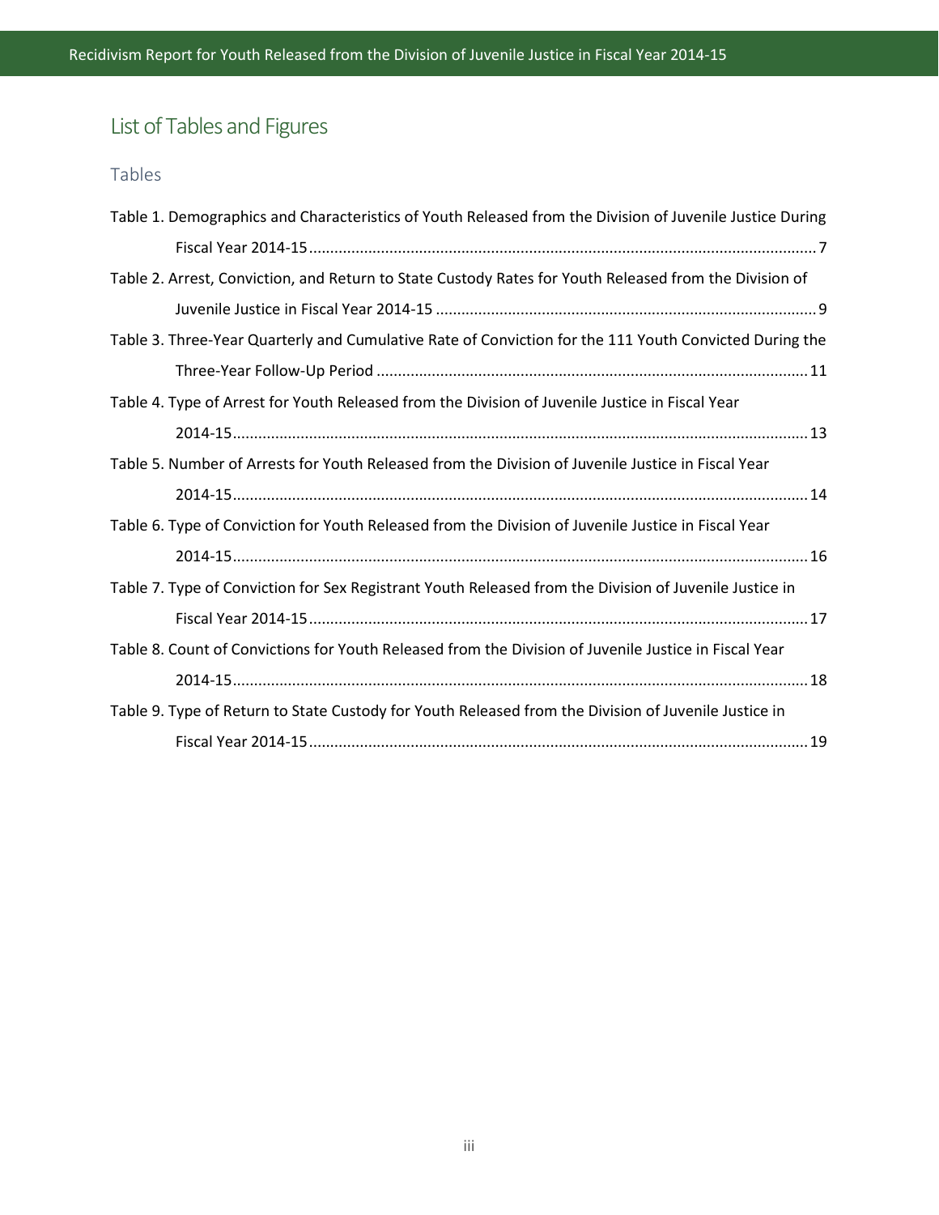## List of Tables and Figures

### Tables

Table 1. Demographics and Characteristics of Youth Released from the Division of Juvenile Justice During Fiscal Year 2014-15 ........ 7

Table 2. Arrest, Conviction, and Return to State Custody Rates for Youth Released from the Division of Juvenile Justice in Fiscal Year 2014-15 ........ 9

Table 3. Three-Year Quarterly and Cumulative Rate of Conviction for the 111 Youth Convicted During the Three-Year Follow-Up Period ........ 11

Table 4. Type of Arrest for Youth Released from the Division of Juvenile Justice in Fiscal Year 2014-15 ........ 13

Table 5. Number of Arrests for Youth Released from the Division of Juvenile Justice in Fiscal Year 2014-15 ........ 14

Table 6. Type of Conviction for Youth Released from the Division of Juvenile Justice in Fiscal Year 2014-15 ........ 16

Table 7. Type of Conviction for Sex Registrant Youth Released from the Division of Juvenile Justice in Fiscal Year 2014-15 ........ 17

Table 8. Count of Convictions for Youth Released from the Division of Juvenile Justice in Fiscal Year 2014-15 ........ 18

Table 9. Type of Return to State Custody for Youth Released from the Division of Juvenile Justice in Fiscal Year 2014-15 ........ 19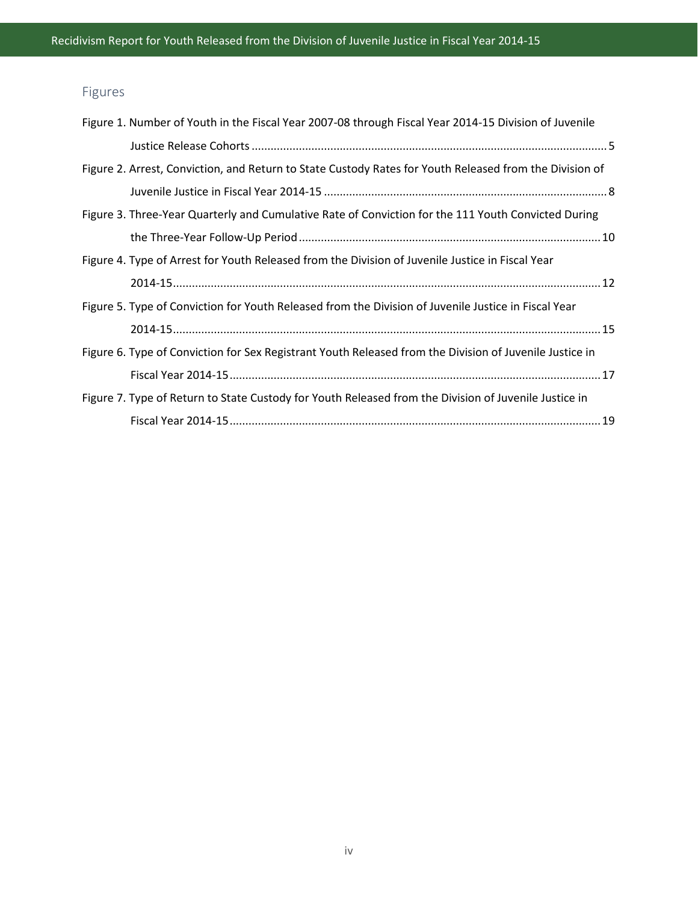## Figures

Figure 1. Number of Youth in the Fiscal Year 2007-08 through Fiscal Year 2014-15 Division of Juvenile Justice Release Cohorts ........ 5

Figure 2. Arrest, Conviction, and Return to State Custody Rates for Youth Released from the Division of Juvenile Justice in Fiscal Year 2014-15 ........ 8

Figure 3. Three-Year Quarterly and Cumulative Rate of Conviction for the 111 Youth Convicted During the Three-Year Follow-Up Period ........ 10

Figure 4. Type of Arrest for Youth Released from the Division of Juvenile Justice in Fiscal Year 2014-15 ........ 12

Figure 5. Type of Conviction for Youth Released from the Division of Juvenile Justice in Fiscal Year 2014-15 ........ 15

Figure 6. Type of Conviction for Sex Registrant Youth Released from the Division of Juvenile Justice in Fiscal Year 2014-15 ........ 17

Figure 7. Type of Return to State Custody for Youth Released from the Division of Juvenile Justice in Fiscal Year 2014-15 ........ 19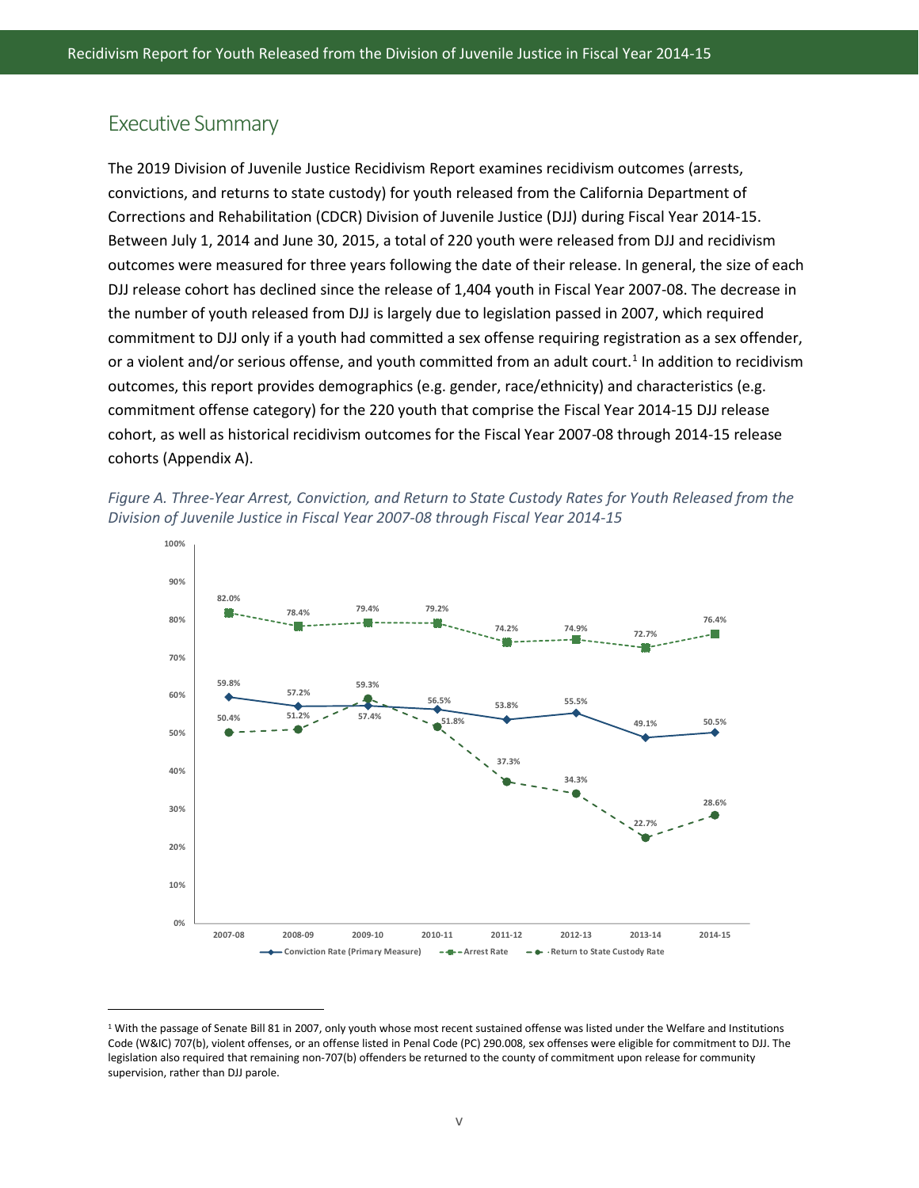## Executive Summary

The 2019 Division of Juvenile Justice Recidivism Report examines recidivism outcomes (arrests, convictions, and returns to state custody) for youth released from the California Department of Corrections and Rehabilitation (CDCR) Division of Juvenile Justice (DJJ) during Fiscal Year 2014-15. Between July 1, 2014 and June 30, 2015, a total of 220 youth were released from DJJ and recidivism outcomes were measured for three years following the date of their release. In general, the size of each DJJ release cohort has declined since the release of 1,404 youth in Fiscal Year 2007-08. The decrease in the number of youth released from DJJ is largely due to legislation passed in 2007, which required commitment to DJJ only if a youth had committed a sex offense requiring registration as a sex offender, or a violent and/or serious offense, and youth committed from an adult court.[1] In addition to recidivism outcomes, this report provides demographics (e.g. gender, race/ethnicity) and characteristics (e.g. commitment offense category) for the 220 youth that comprise the Fiscal Year 2014-15 DJJ release cohort, as well as historical recidivism outcomes for the Fiscal Year 2007-08 through 2014-15 release cohorts (Appendix A).

*Figure A. Three-Year Arrest, Conviction, and Return to State Custody Rates for Youth Released from the Division of Juvenile Justice in Fiscal Year 2007-08 through Fiscal Year 2014-15*

| Fiscal Year | Conviction Rate (Primary Measure) | Arrest Rate | Return to State Custody Rate |
|---|---|---|---|
| 2007-08 | 59.8% | 82.0% | 50.4% |
| 2008-09 | 57.2% | 78.4% | 51.2% |
| 2009-10 | 57.4% | 79.4% | 59.3% |
| 2010-11 | 56.5% | 79.2% | 51.8% |
| 2011-12 | 53.8% | 74.2% | 37.3% |
| 2012-13 | 55.5% | 74.9% | 34.3% |
| 2013-14 | 49.1% | 72.7% | 22.7% |
| 2014-15 | 50.5% | 76.4% | 28.6% |

[1] With the passage of Senate Bill 81 in 2007, only youth whose most recent sustained offense was listed under the Welfare and Institutions Code (W&IC) 707(b), violent offenses, or an offense listed in Penal Code (PC) 290.008, sex offenses were eligible for commitment to DJJ. The legislation also required that remaining non-707(b) offenders be returned to the county of commitment upon release for community supervision, rather than DJJ parole.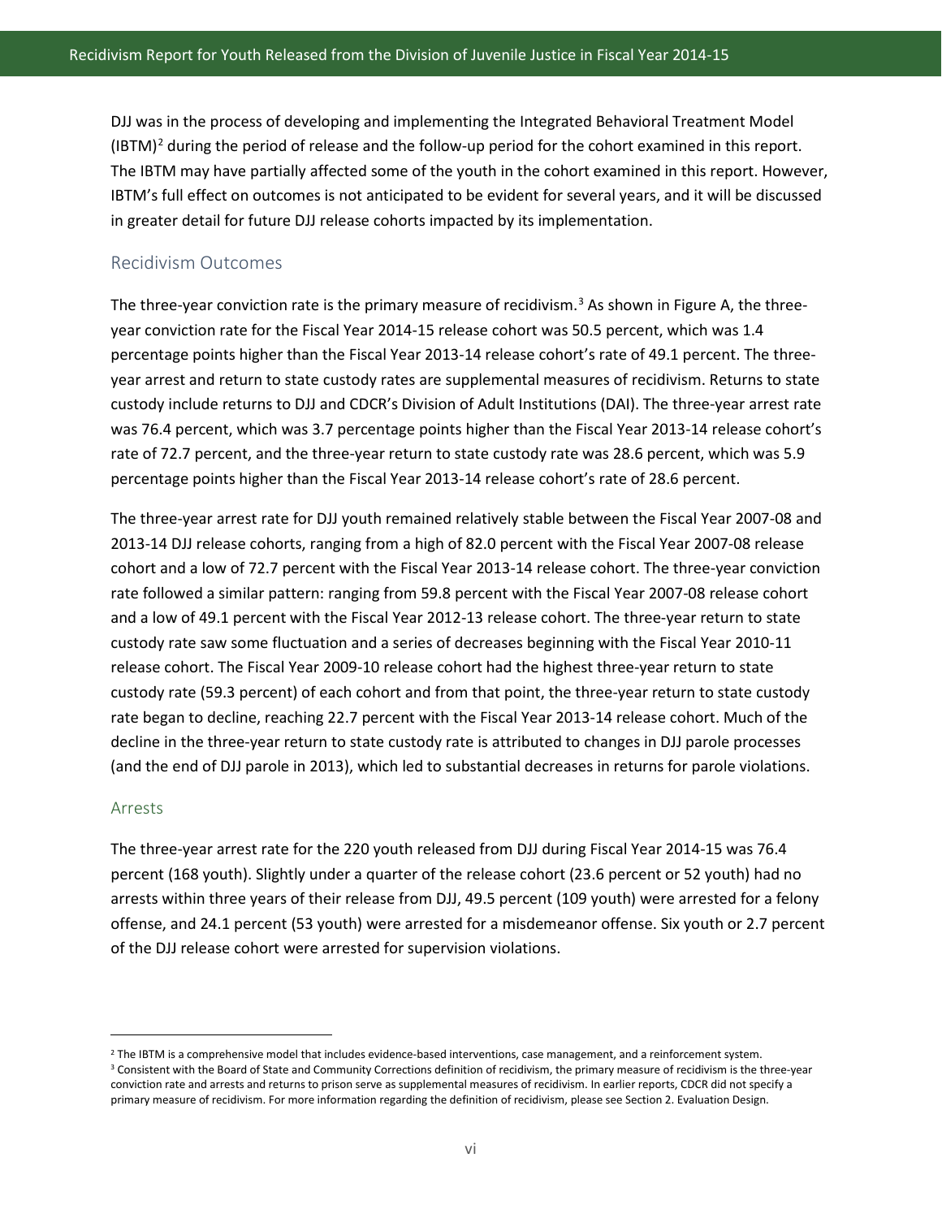DJJ was in the process of developing and implementing the Integrated Behavioral Treatment Model (IBTM)[2] during the period of release and the follow-up period for the cohort examined in this report. The IBTM may have partially affected some of the youth in the cohort examined in this report. However, IBTM's full effect on outcomes is not anticipated to be evident for several years, and it will be discussed in greater detail for future DJJ release cohorts impacted by its implementation.

## Recidivism Outcomes

The three-year conviction rate is the primary measure of recidivism.[3] As shown in Figure A, the three-year conviction rate for the Fiscal Year 2014-15 release cohort was 50.5 percent, which was 1.4 percentage points higher than the Fiscal Year 2013-14 release cohort's rate of 49.1 percent. The three-year arrest and return to state custody rates are supplemental measures of recidivism. Returns to state custody include returns to DJJ and CDCR's Division of Adult Institutions (DAI). The three-year arrest rate was 76.4 percent, which was 3.7 percentage points higher than the Fiscal Year 2013-14 release cohort's rate of 72.7 percent, and the three-year return to state custody rate was 28.6 percent, which was 5.9 percentage points higher than the Fiscal Year 2013-14 release cohort's rate of 28.6 percent.

The three-year arrest rate for DJJ youth remained relatively stable between the Fiscal Year 2007-08 and 2013-14 DJJ release cohorts, ranging from a high of 82.0 percent with the Fiscal Year 2007-08 release cohort and a low of 72.7 percent with the Fiscal Year 2013-14 release cohort. The three-year conviction rate followed a similar pattern: ranging from 59.8 percent with the Fiscal Year 2007-08 release cohort and a low of 49.1 percent with the Fiscal Year 2012-13 release cohort. The three-year return to state custody rate saw some fluctuation and a series of decreases beginning with the Fiscal Year 2010-11 release cohort. The Fiscal Year 2009-10 release cohort had the highest three-year return to state custody rate (59.3 percent) of each cohort and from that point, the three-year return to state custody rate began to decline, reaching 22.7 percent with the Fiscal Year 2013-14 release cohort. Much of the decline in the three-year return to state custody rate is attributed to changes in DJJ parole processes (and the end of DJJ parole in 2013), which led to substantial decreases in returns for parole violations.

### Arrests

The three-year arrest rate for the 220 youth released from DJJ during Fiscal Year 2014-15 was 76.4 percent (168 youth). Slightly under a quarter of the release cohort (23.6 percent or 52 youth) had no arrests within three years of their release from DJJ, 49.5 percent (109 youth) were arrested for a felony offense, and 24.1 percent (53 youth) were arrested for a misdemeanor offense. Six youth or 2.7 percent of the DJJ release cohort were arrested for supervision violations.

---

[2] The IBTM is a comprehensive model that includes evidence-based interventions, case management, and a reinforcement system.

[3] Consistent with the Board of State and Community Corrections definition of recidivism, the primary measure of recidivism is the three-year conviction rate and arrests and returns to prison serve as supplemental measures of recidivism. In earlier reports, CDCR did not specify a primary measure of recidivism. For more information regarding the definition of recidivism, please see Section 2. Evaluation Design.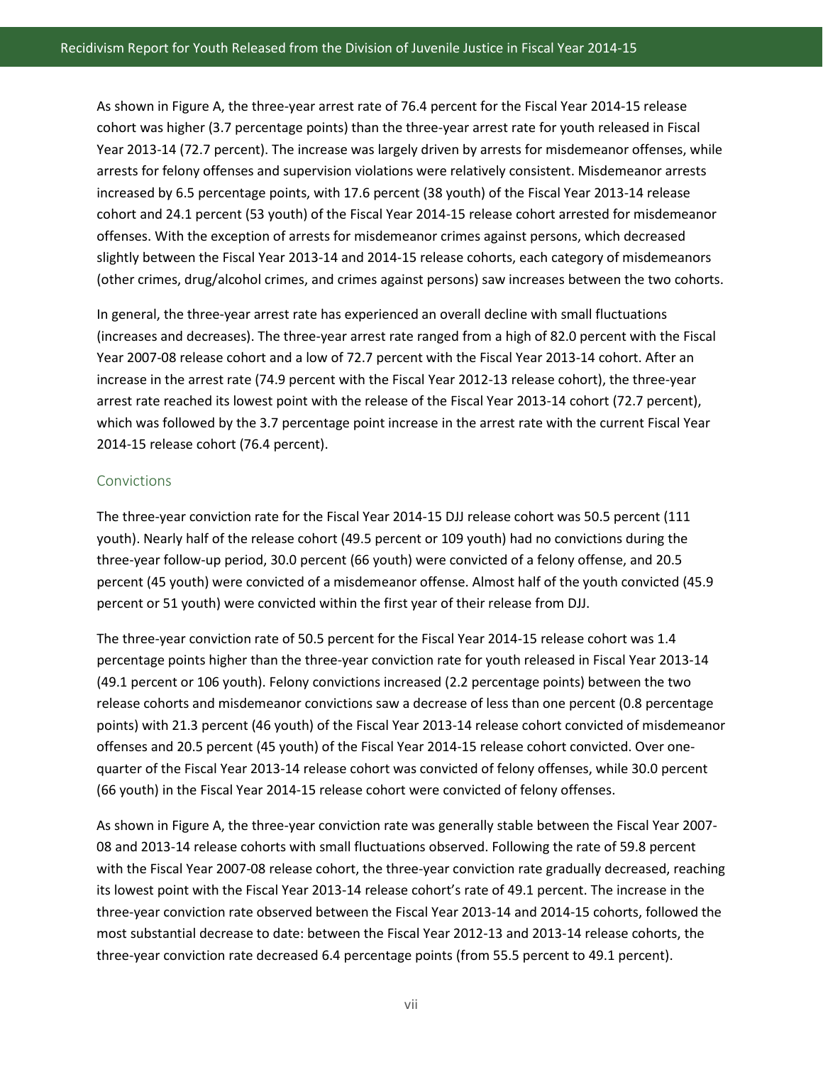As shown in Figure A, the three-year arrest rate of 76.4 percent for the Fiscal Year 2014-15 release cohort was higher (3.7 percentage points) than the three-year arrest rate for youth released in Fiscal Year 2013-14 (72.7 percent). The increase was largely driven by arrests for misdemeanor offenses, while arrests for felony offenses and supervision violations were relatively consistent. Misdemeanor arrests increased by 6.5 percentage points, with 17.6 percent (38 youth) of the Fiscal Year 2013-14 release cohort and 24.1 percent (53 youth) of the Fiscal Year 2014-15 release cohort arrested for misdemeanor offenses. With the exception of arrests for misdemeanor crimes against persons, which decreased slightly between the Fiscal Year 2013-14 and 2014-15 release cohorts, each category of misdemeanors (other crimes, drug/alcohol crimes, and crimes against persons) saw increases between the two cohorts.

In general, the three-year arrest rate has experienced an overall decline with small fluctuations (increases and decreases). The three-year arrest rate ranged from a high of 82.0 percent with the Fiscal Year 2007-08 release cohort and a low of 72.7 percent with the Fiscal Year 2013-14 cohort. After an increase in the arrest rate (74.9 percent with the Fiscal Year 2012-13 release cohort), the three-year arrest rate reached its lowest point with the release of the Fiscal Year 2013-14 cohort (72.7 percent), which was followed by the 3.7 percentage point increase in the arrest rate with the current Fiscal Year 2014-15 release cohort (76.4 percent).

## Convictions

The three-year conviction rate for the Fiscal Year 2014-15 DJJ release cohort was 50.5 percent (111 youth). Nearly half of the release cohort (49.5 percent or 109 youth) had no convictions during the three-year follow-up period, 30.0 percent (66 youth) were convicted of a felony offense, and 20.5 percent (45 youth) were convicted of a misdemeanor offense. Almost half of the youth convicted (45.9 percent or 51 youth) were convicted within the first year of their release from DJJ.

The three-year conviction rate of 50.5 percent for the Fiscal Year 2014-15 release cohort was 1.4 percentage points higher than the three-year conviction rate for youth released in Fiscal Year 2013-14 (49.1 percent or 106 youth). Felony convictions increased (2.2 percentage points) between the two release cohorts and misdemeanor convictions saw a decrease of less than one percent (0.8 percentage points) with 21.3 percent (46 youth) of the Fiscal Year 2013-14 release cohort convicted of misdemeanor offenses and 20.5 percent (45 youth) of the Fiscal Year 2014-15 release cohort convicted. Over one-quarter of the Fiscal Year 2013-14 release cohort was convicted of felony offenses, while 30.0 percent (66 youth) in the Fiscal Year 2014-15 release cohort were convicted of felony offenses.

As shown in Figure A, the three-year conviction rate was generally stable between the Fiscal Year 2007-08 and 2013-14 release cohorts with small fluctuations observed. Following the rate of 59.8 percent with the Fiscal Year 2007-08 release cohort, the three-year conviction rate gradually decreased, reaching its lowest point with the Fiscal Year 2013-14 release cohort's rate of 49.1 percent. The increase in the three-year conviction rate observed between the Fiscal Year 2013-14 and 2014-15 cohorts, followed the most substantial decrease to date: between the Fiscal Year 2012-13 and 2013-14 release cohorts, the three-year conviction rate decreased 6.4 percentage points (from 55.5 percent to 49.1 percent).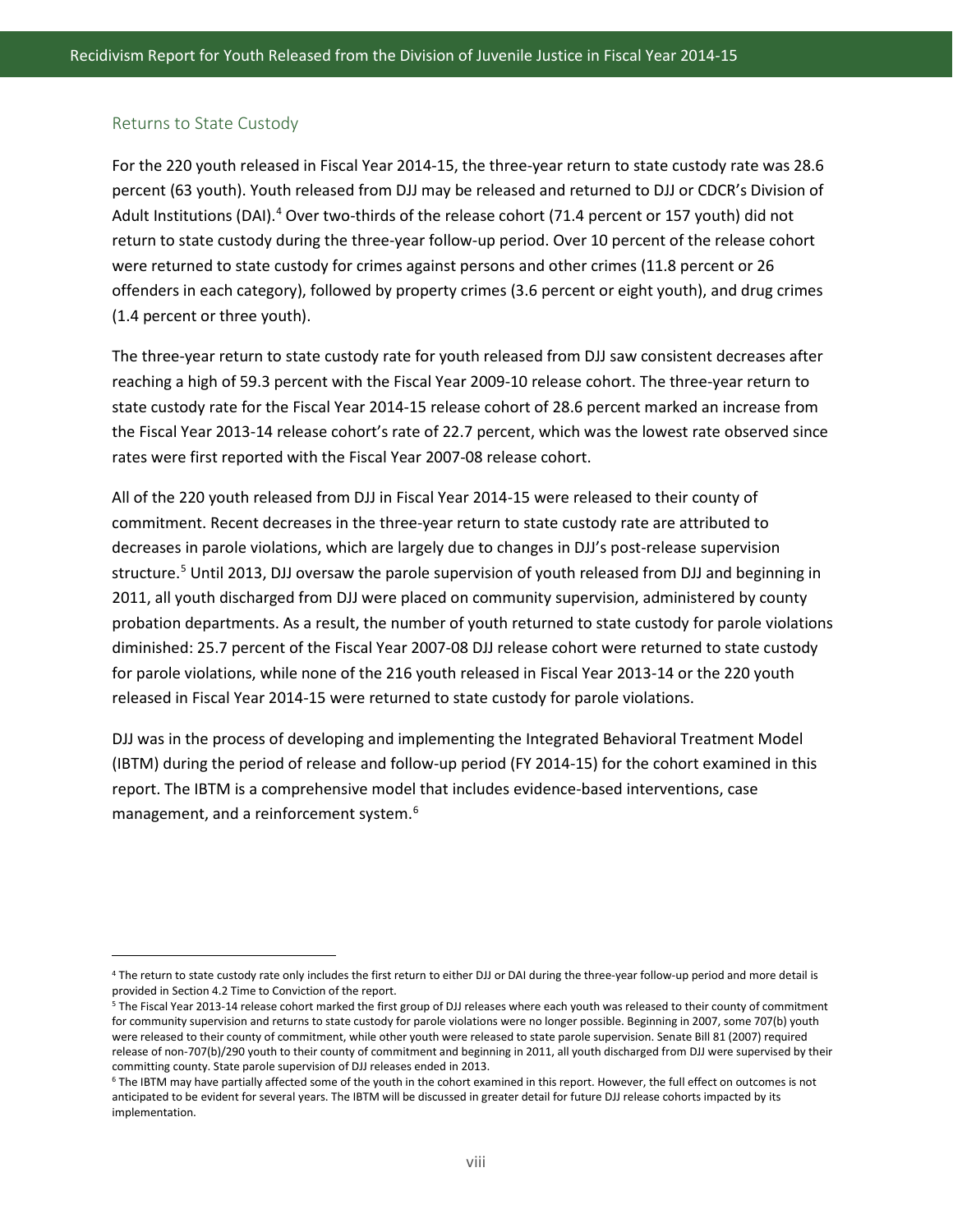## Returns to State Custody

For the 220 youth released in Fiscal Year 2014-15, the three-year return to state custody rate was 28.6 percent (63 youth). Youth released from DJJ may be released and returned to DJJ or CDCR's Division of Adult Institutions (DAI).[4] Over two-thirds of the release cohort (71.4 percent or 157 youth) did not return to state custody during the three-year follow-up period. Over 10 percent of the release cohort were returned to state custody for crimes against persons and other crimes (11.8 percent or 26 offenders in each category), followed by property crimes (3.6 percent or eight youth), and drug crimes (1.4 percent or three youth).

The three-year return to state custody rate for youth released from DJJ saw consistent decreases after reaching a high of 59.3 percent with the Fiscal Year 2009-10 release cohort. The three-year return to state custody rate for the Fiscal Year 2014-15 release cohort of 28.6 percent marked an increase from the Fiscal Year 2013-14 release cohort's rate of 22.7 percent, which was the lowest rate observed since rates were first reported with the Fiscal Year 2007-08 release cohort.

All of the 220 youth released from DJJ in Fiscal Year 2014-15 were released to their county of commitment. Recent decreases in the three-year return to state custody rate are attributed to decreases in parole violations, which are largely due to changes in DJJ's post-release supervision structure.[5] Until 2013, DJJ oversaw the parole supervision of youth released from DJJ and beginning in 2011, all youth discharged from DJJ were placed on community supervision, administered by county probation departments. As a result, the number of youth returned to state custody for parole violations diminished: 25.7 percent of the Fiscal Year 2007-08 DJJ release cohort were returned to state custody for parole violations, while none of the 216 youth released in Fiscal Year 2013-14 or the 220 youth released in Fiscal Year 2014-15 were returned to state custody for parole violations.

DJJ was in the process of developing and implementing the Integrated Behavioral Treatment Model (IBTM) during the period of release and follow-up period (FY 2014-15) for the cohort examined in this report. The IBTM is a comprehensive model that includes evidence-based interventions, case management, and a reinforcement system.[6]

---

[4] The return to state custody rate only includes the first return to either DJJ or DAI during the three-year follow-up period and more detail is provided in Section 4.2 Time to Conviction of the report.

[5] The Fiscal Year 2013-14 release cohort marked the first group of DJJ releases where each youth was released to their county of commitment for community supervision and returns to state custody for parole violations were no longer possible. Beginning in 2007, some 707(b) youth were released to their county of commitment, while other youth were released to state parole supervision. Senate Bill 81 (2007) required release of non-707(b)/290 youth to their county of commitment and beginning in 2011, all youth discharged from DJJ were supervised by their committing county. State parole supervision of DJJ releases ended in 2013.

[6] The IBTM may have partially affected some of the youth in the cohort examined in this report. However, the full effect on outcomes is not anticipated to be evident for several years. The IBTM will be discussed in greater detail for future DJJ release cohorts impacted by its implementation.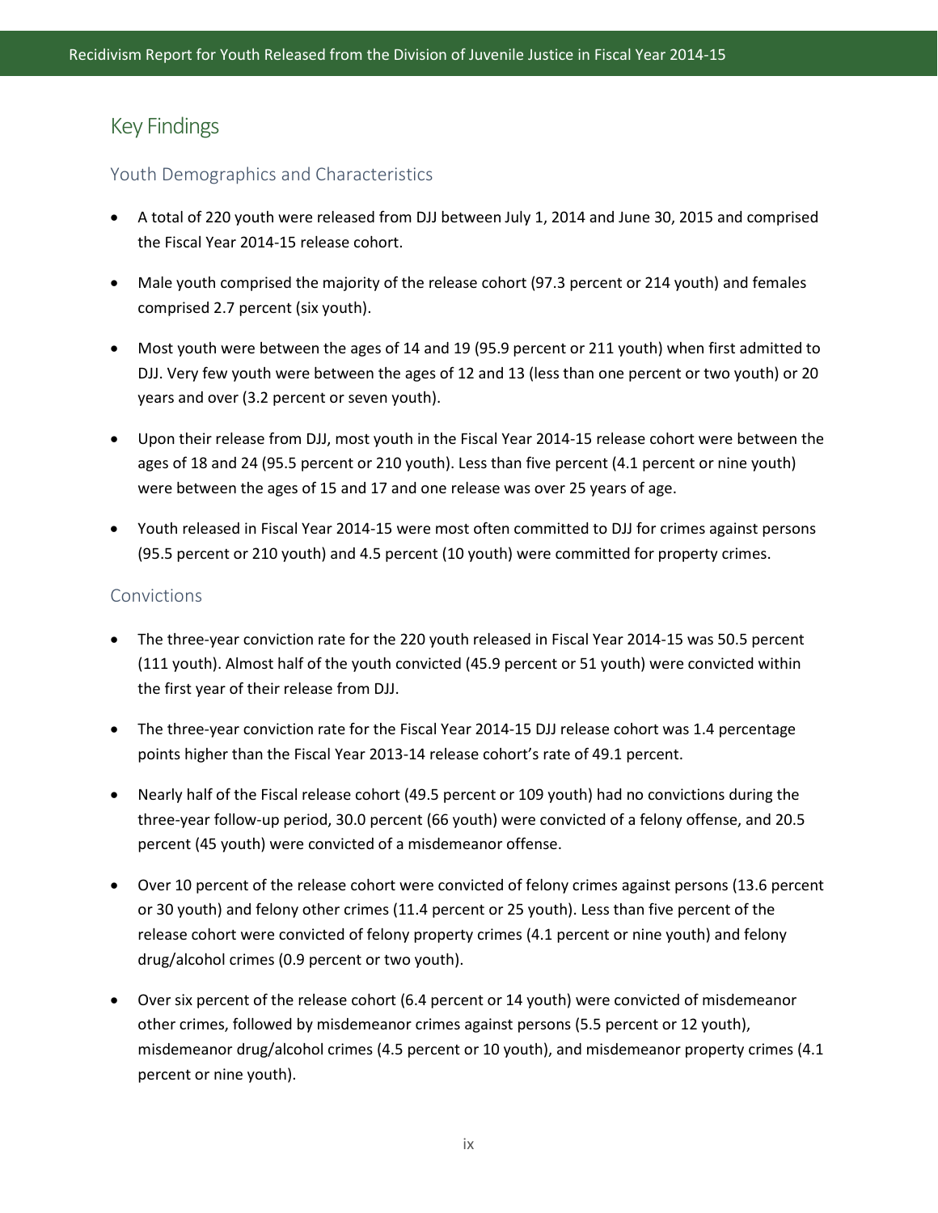## Key Findings

### Youth Demographics and Characteristics

- A total of 220 youth were released from DJJ between July 1, 2014 and June 30, 2015 and comprised the Fiscal Year 2014-15 release cohort.
- Male youth comprised the majority of the release cohort (97.3 percent or 214 youth) and females comprised 2.7 percent (six youth).
- Most youth were between the ages of 14 and 19 (95.9 percent or 211 youth) when first admitted to DJJ. Very few youth were between the ages of 12 and 13 (less than one percent or two youth) or 20 years and over (3.2 percent or seven youth).
- Upon their release from DJJ, most youth in the Fiscal Year 2014-15 release cohort were between the ages of 18 and 24 (95.5 percent or 210 youth). Less than five percent (4.1 percent or nine youth) were between the ages of 15 and 17 and one release was over 25 years of age.
- Youth released in Fiscal Year 2014-15 were most often committed to DJJ for crimes against persons (95.5 percent or 210 youth) and 4.5 percent (10 youth) were committed for property crimes.

### Convictions

- The three-year conviction rate for the 220 youth released in Fiscal Year 2014-15 was 50.5 percent (111 youth). Almost half of the youth convicted (45.9 percent or 51 youth) were convicted within the first year of their release from DJJ.
- The three-year conviction rate for the Fiscal Year 2014-15 DJJ release cohort was 1.4 percentage points higher than the Fiscal Year 2013-14 release cohort's rate of 49.1 percent.
- Nearly half of the Fiscal release cohort (49.5 percent or 109 youth) had no convictions during the three-year follow-up period, 30.0 percent (66 youth) were convicted of a felony offense, and 20.5 percent (45 youth) were convicted of a misdemeanor offense.
- Over 10 percent of the release cohort were convicted of felony crimes against persons (13.6 percent or 30 youth) and felony other crimes (11.4 percent or 25 youth). Less than five percent of the release cohort were convicted of felony property crimes (4.1 percent or nine youth) and felony drug/alcohol crimes (0.9 percent or two youth).
- Over six percent of the release cohort (6.4 percent or 14 youth) were convicted of misdemeanor other crimes, followed by misdemeanor crimes against persons (5.5 percent or 12 youth), misdemeanor drug/alcohol crimes (4.5 percent or 10 youth), and misdemeanor property crimes (4.1 percent or nine youth).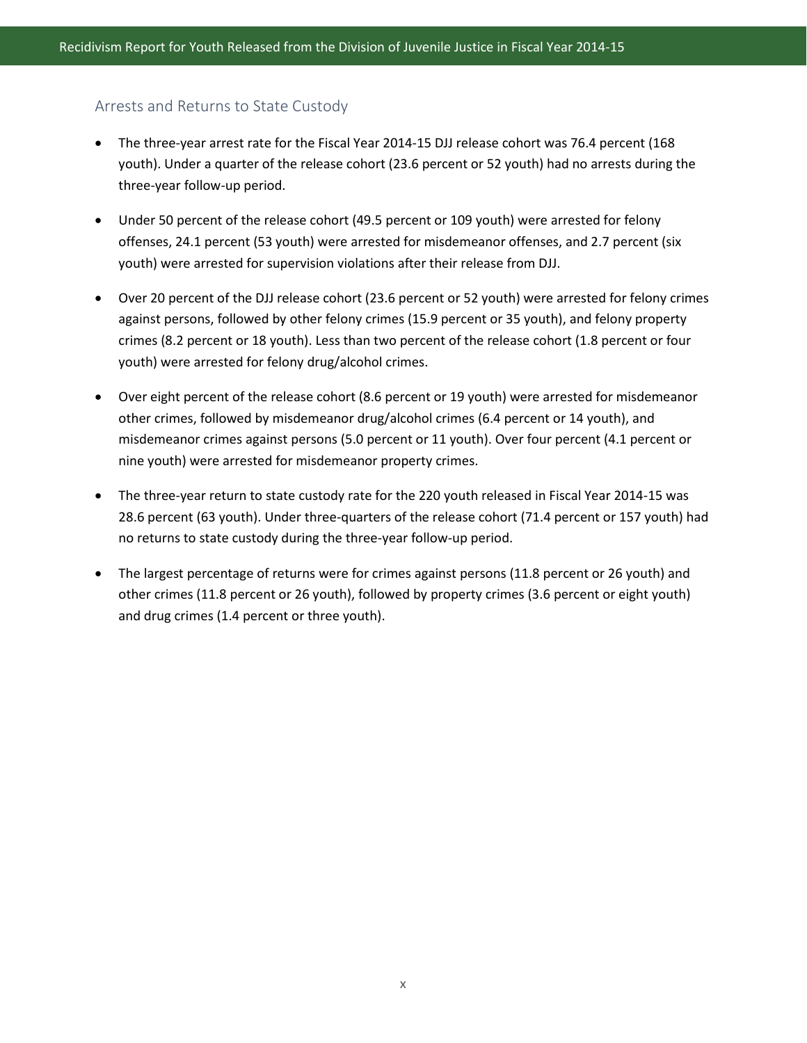## Arrests and Returns to State Custody

- The three-year arrest rate for the Fiscal Year 2014-15 DJJ release cohort was 76.4 percent (168 youth). Under a quarter of the release cohort (23.6 percent or 52 youth) had no arrests during the three-year follow-up period.
- Under 50 percent of the release cohort (49.5 percent or 109 youth) were arrested for felony offenses, 24.1 percent (53 youth) were arrested for misdemeanor offenses, and 2.7 percent (six youth) were arrested for supervision violations after their release from DJJ.
- Over 20 percent of the DJJ release cohort (23.6 percent or 52 youth) were arrested for felony crimes against persons, followed by other felony crimes (15.9 percent or 35 youth), and felony property crimes (8.2 percent or 18 youth). Less than two percent of the release cohort (1.8 percent or four youth) were arrested for felony drug/alcohol crimes.
- Over eight percent of the release cohort (8.6 percent or 19 youth) were arrested for misdemeanor other crimes, followed by misdemeanor drug/alcohol crimes (6.4 percent or 14 youth), and misdemeanor crimes against persons (5.0 percent or 11 youth). Over four percent (4.1 percent or nine youth) were arrested for misdemeanor property crimes.
- The three-year return to state custody rate for the 220 youth released in Fiscal Year 2014-15 was 28.6 percent (63 youth). Under three-quarters of the release cohort (71.4 percent or 157 youth) had no returns to state custody during the three-year follow-up period.
- The largest percentage of returns were for crimes against persons (11.8 percent or 26 youth) and other crimes (11.8 percent or 26 youth), followed by property crimes (3.6 percent or eight youth) and drug crimes (1.4 percent or three youth).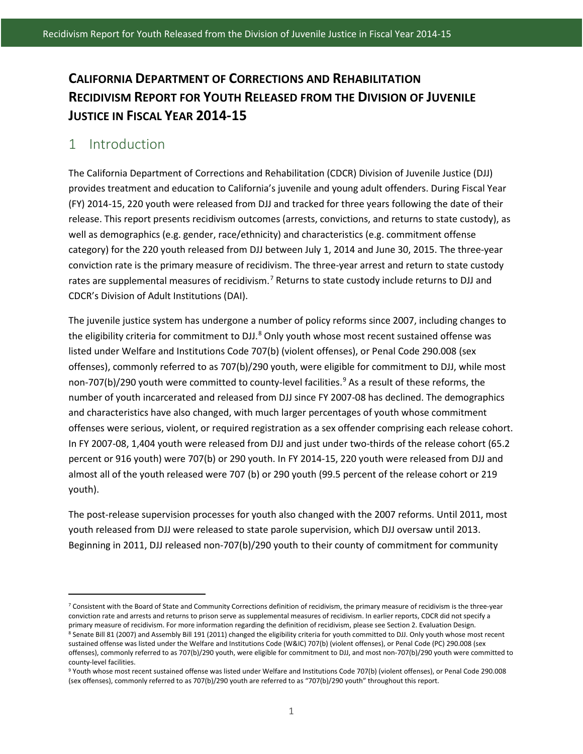# CALIFORNIA DEPARTMENT OF CORRECTIONS AND REHABILITATION RECIDIVISM REPORT FOR YOUTH RELEASED FROM THE DIVISION OF JUVENILE JUSTICE IN FISCAL YEAR 2014-15

## 1 Introduction

The California Department of Corrections and Rehabilitation (CDCR) Division of Juvenile Justice (DJJ) provides treatment and education to California's juvenile and young adult offenders. During Fiscal Year (FY) 2014-15, 220 youth were released from DJJ and tracked for three years following the date of their release. This report presents recidivism outcomes (arrests, convictions, and returns to state custody), as well as demographics (e.g. gender, race/ethnicity) and characteristics (e.g. commitment offense category) for the 220 youth released from DJJ between July 1, 2014 and June 30, 2015. The three-year conviction rate is the primary measure of recidivism. The three-year arrest and return to state custody rates are supplemental measures of recidivism.[7] Returns to state custody include returns to DJJ and CDCR's Division of Adult Institutions (DAI).

The juvenile justice system has undergone a number of policy reforms since 2007, including changes to the eligibility criteria for commitment to DJJ.[8] Only youth whose most recent sustained offense was listed under Welfare and Institutions Code 707(b) (violent offenses), or Penal Code 290.008 (sex offenses), commonly referred to as 707(b)/290 youth, were eligible for commitment to DJJ, while most non-707(b)/290 youth were committed to county-level facilities.[9] As a result of these reforms, the number of youth incarcerated and released from DJJ since FY 2007-08 has declined. The demographics and characteristics have also changed, with much larger percentages of youth whose commitment offenses were serious, violent, or required registration as a sex offender comprising each release cohort. In FY 2007-08, 1,404 youth were released from DJJ and just under two-thirds of the release cohort (65.2 percent or 916 youth) were 707(b) or 290 youth. In FY 2014-15, 220 youth were released from DJJ and almost all of the youth released were 707 (b) or 290 youth (99.5 percent of the release cohort or 219 youth).

The post-release supervision processes for youth also changed with the 2007 reforms. Until 2011, most youth released from DJJ were released to state parole supervision, which DJJ oversaw until 2013. Beginning in 2011, DJJ released non-707(b)/290 youth to their county of commitment for community

---

[7] Consistent with the Board of State and Community Corrections definition of recidivism, the primary measure of recidivism is the three-year conviction rate and arrests and returns to prison serve as supplemental measures of recidivism. In earlier reports, CDCR did not specify a primary measure of recidivism. For more information regarding the definition of recidivism, please see Section 2. Evaluation Design.

[8] Senate Bill 81 (2007) and Assembly Bill 191 (2011) changed the eligibility criteria for youth committed to DJJ. Only youth whose most recent sustained offense was listed under the Welfare and Institutions Code (W&IC) 707(b) (violent offenses), or Penal Code (PC) 290.008 (sex offenses), commonly referred to as 707(b)/290 youth, were eligible for commitment to DJJ, and most non-707(b)/290 youth were committed to county-level facilities.

[9] Youth whose most recent sustained offense was listed under Welfare and Institutions Code 707(b) (violent offenses), or Penal Code 290.008 (sex offenses), commonly referred to as 707(b)/290 youth are referred to as "707(b)/290 youth" throughout this report.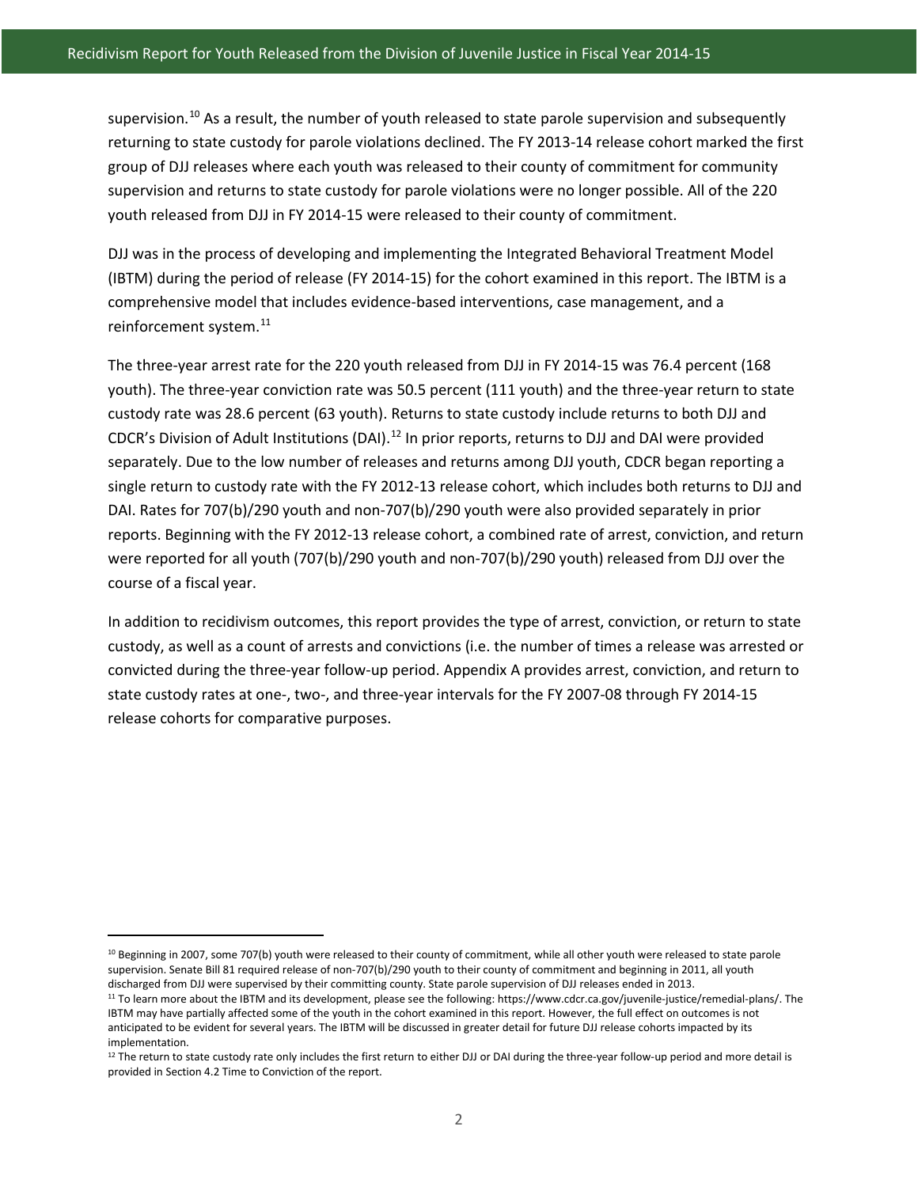supervision.[10] As a result, the number of youth released to state parole supervision and subsequently returning to state custody for parole violations declined. The FY 2013-14 release cohort marked the first group of DJJ releases where each youth was released to their county of commitment for community supervision and returns to state custody for parole violations were no longer possible. All of the 220 youth released from DJJ in FY 2014-15 were released to their county of commitment.

DJJ was in the process of developing and implementing the Integrated Behavioral Treatment Model (IBTM) during the period of release (FY 2014-15) for the cohort examined in this report. The IBTM is a comprehensive model that includes evidence-based interventions, case management, and a reinforcement system.[11]

The three-year arrest rate for the 220 youth released from DJJ in FY 2014-15 was 76.4 percent (168 youth). The three-year conviction rate was 50.5 percent (111 youth) and the three-year return to state custody rate was 28.6 percent (63 youth). Returns to state custody include returns to both DJJ and CDCR's Division of Adult Institutions (DAI).[12] In prior reports, returns to DJJ and DAI were provided separately. Due to the low number of releases and returns among DJJ youth, CDCR began reporting a single return to custody rate with the FY 2012-13 release cohort, which includes both returns to DJJ and DAI. Rates for 707(b)/290 youth and non-707(b)/290 youth were also provided separately in prior reports. Beginning with the FY 2012-13 release cohort, a combined rate of arrest, conviction, and return were reported for all youth (707(b)/290 youth and non-707(b)/290 youth) released from DJJ over the course of a fiscal year.

In addition to recidivism outcomes, this report provides the type of arrest, conviction, or return to state custody, as well as a count of arrests and convictions (i.e. the number of times a release was arrested or convicted during the three-year follow-up period. Appendix A provides arrest, conviction, and return to state custody rates at one-, two-, and three-year intervals for the FY 2007-08 through FY 2014-15 release cohorts for comparative purposes.

---

[10] Beginning in 2007, some 707(b) youth were released to their county of commitment, while all other youth were released to state parole supervision. Senate Bill 81 required release of non-707(b)/290 youth to their county of commitment and beginning in 2011, all youth discharged from DJJ were supervised by their committing county. State parole supervision of DJJ releases ended in 2013.

[11] To learn more about the IBTM and its development, please see the following: https://www.cdcr.ca.gov/juvenile-justice/remedial-plans/. The IBTM may have partially affected some of the youth in the cohort examined in this report. However, the full effect on outcomes is not anticipated to be evident for several years. The IBTM will be discussed in greater detail for future DJJ release cohorts impacted by its implementation.

[12] The return to state custody rate only includes the first return to either DJJ or DAI during the three-year follow-up period and more detail is provided in Section 4.2 Time to Conviction of the report.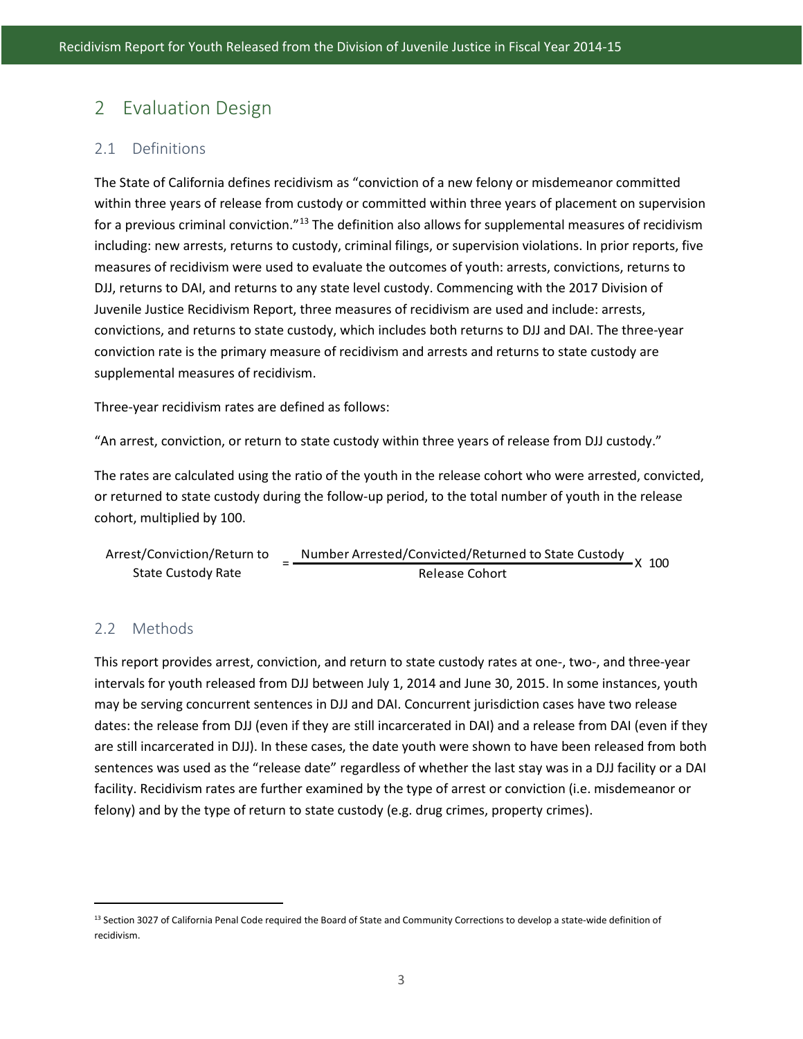# 2 Evaluation Design

## 2.1 Definitions

The State of California defines recidivism as "conviction of a new felony or misdemeanor committed within three years of release from custody or committed within three years of placement on supervision for a previous criminal conviction."[13] The definition also allows for supplemental measures of recidivism including: new arrests, returns to custody, criminal filings, or supervision violations. In prior reports, five measures of recidivism were used to evaluate the outcomes of youth: arrests, convictions, returns to DJJ, returns to DAI, and returns to any state level custody. Commencing with the 2017 Division of Juvenile Justice Recidivism Report, three measures of recidivism are used and include: arrests, convictions, and returns to state custody, which includes both returns to DJJ and DAI. The three-year conviction rate is the primary measure of recidivism and arrests and returns to state custody are supplemental measures of recidivism.

Three-year recidivism rates are defined as follows:

"An arrest, conviction, or return to state custody within three years of release from DJJ custody."

The rates are calculated using the ratio of the youth in the release cohort who were arrested, convicted, or returned to state custody during the follow-up period, to the total number of youth in the release cohort, multiplied by 100.

$$\text{Arrest/Conviction/Return to State Custody Rate} = \frac{\text{Number Arrested/Convicted/Returned to State Custody}}{\text{Release Cohort}} \times 100$$

## 2.2 Methods

This report provides arrest, conviction, and return to state custody rates at one-, two-, and three-year intervals for youth released from DJJ between July 1, 2014 and June 30, 2015. In some instances, youth may be serving concurrent sentences in DJJ and DAI. Concurrent jurisdiction cases have two release dates: the release from DJJ (even if they are still incarcerated in DAI) and a release from DAI (even if they are still incarcerated in DJJ). In these cases, the date youth were shown to have been released from both sentences was used as the "release date" regardless of whether the last stay was in a DJJ facility or a DAI facility. Recidivism rates are further examined by the type of arrest or conviction (i.e. misdemeanor or felony) and by the type of return to state custody (e.g. drug crimes, property crimes).

---

[13] Section 3027 of California Penal Code required the Board of State and Community Corrections to develop a state-wide definition of recidivism.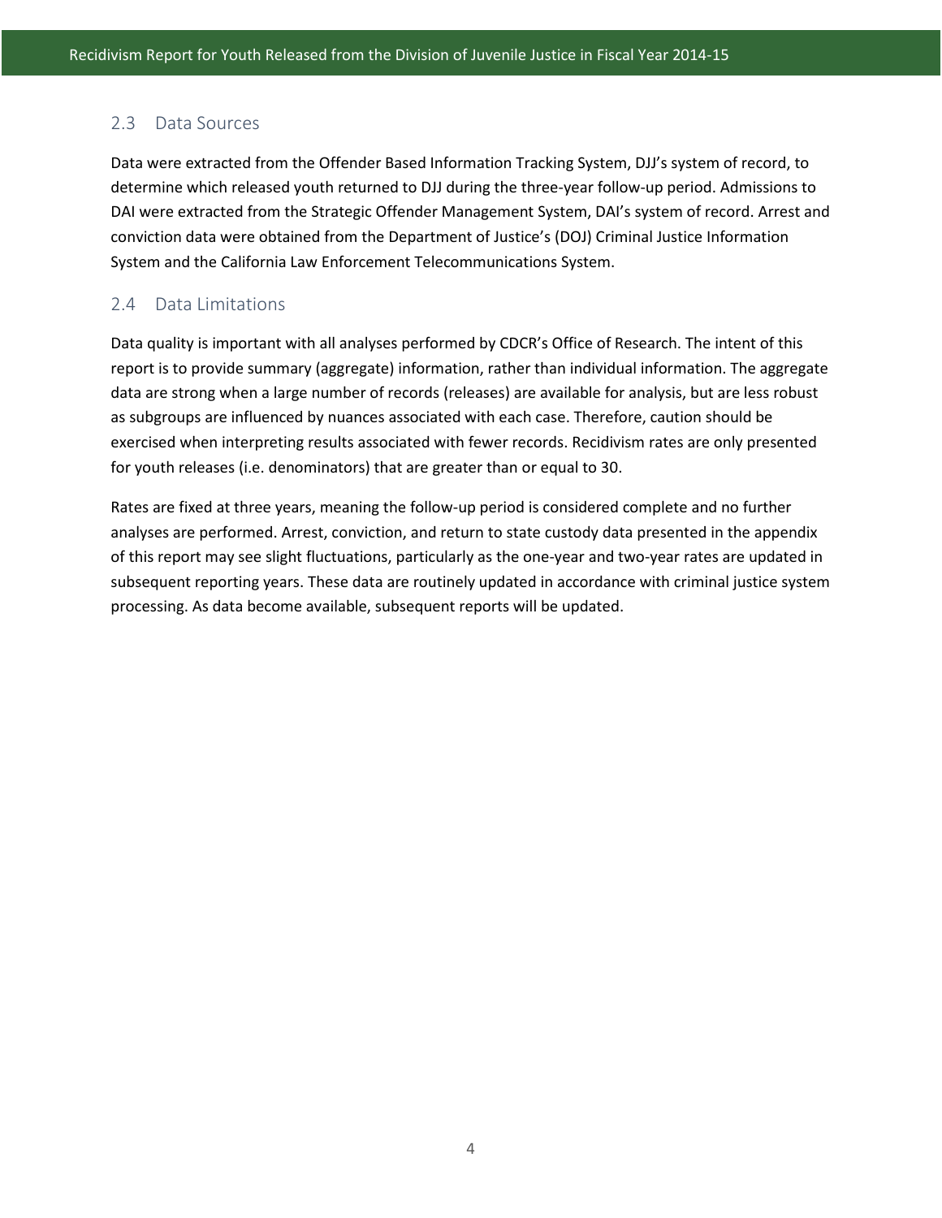## 2.3 Data Sources

Data were extracted from the Offender Based Information Tracking System, DJJ's system of record, to determine which released youth returned to DJJ during the three-year follow-up period. Admissions to DAI were extracted from the Strategic Offender Management System, DAI's system of record. Arrest and conviction data were obtained from the Department of Justice's (DOJ) Criminal Justice Information System and the California Law Enforcement Telecommunications System.

## 2.4 Data Limitations

Data quality is important with all analyses performed by CDCR's Office of Research. The intent of this report is to provide summary (aggregate) information, rather than individual information. The aggregate data are strong when a large number of records (releases) are available for analysis, but are less robust as subgroups are influenced by nuances associated with each case. Therefore, caution should be exercised when interpreting results associated with fewer records. Recidivism rates are only presented for youth releases (i.e. denominators) that are greater than or equal to 30.

Rates are fixed at three years, meaning the follow-up period is considered complete and no further analyses are performed. Arrest, conviction, and return to state custody data presented in the appendix of this report may see slight fluctuations, particularly as the one-year and two-year rates are updated in subsequent reporting years. These data are routinely updated in accordance with criminal justice system processing. As data become available, subsequent reports will be updated.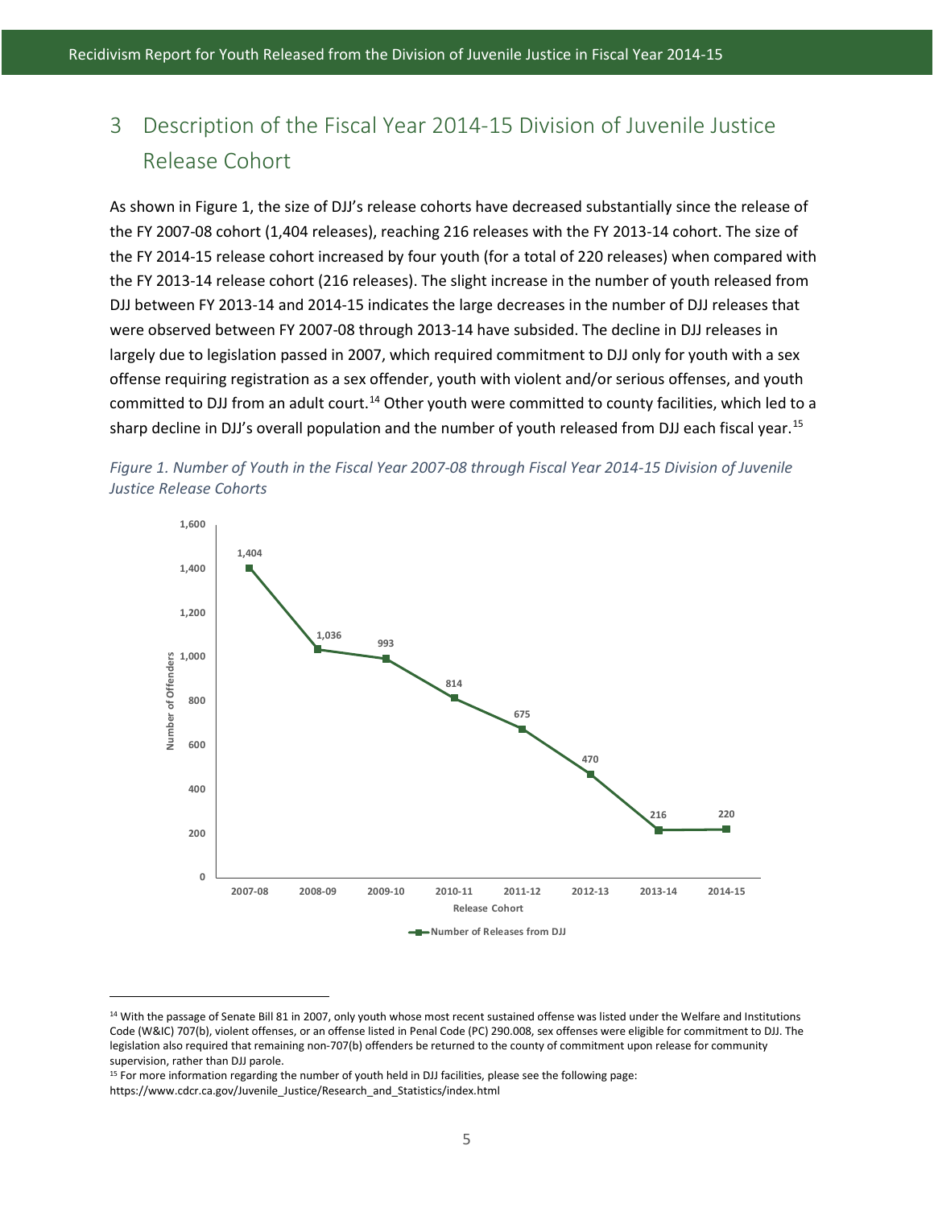# 3 Description of the Fiscal Year 2014-15 Division of Juvenile Justice Release Cohort

As shown in Figure 1, the size of DJJ's release cohorts have decreased substantially since the release of the FY 2007-08 cohort (1,404 releases), reaching 216 releases with the FY 2013-14 cohort. The size of the FY 2014-15 release cohort increased by four youth (for a total of 220 releases) when compared with the FY 2013-14 release cohort (216 releases). The slight increase in the number of youth released from DJJ between FY 2013-14 and 2014-15 indicates the large decreases in the number of DJJ releases that were observed between FY 2007-08 through 2013-14 have subsided. The decline in DJJ releases in largely due to legislation passed in 2007, which required commitment to DJJ only for youth with a sex offense requiring registration as a sex offender, youth with violent and/or serious offenses, and youth committed to DJJ from an adult court.[14] Other youth were committed to county facilities, which led to a sharp decline in DJJ's overall population and the number of youth released from DJJ each fiscal year.[15]

*Figure 1. Number of Youth in the Fiscal Year 2007-08 through Fiscal Year 2014-15 Division of Juvenile Justice Release Cohorts*

| Release Cohort | Number of Releases from DJJ |
|---|---|
| 2007-08 | 1,404 |
| 2008-09 | 1,036 |
| 2009-10 | 993 |
| 2010-11 | 814 |
| 2011-12 | 675 |
| 2012-13 | 470 |
| 2013-14 | 216 |
| 2014-15 | 220 |

---

[14] With the passage of Senate Bill 81 in 2007, only youth whose most recent sustained offense was listed under the Welfare and Institutions Code (W&IC) 707(b), violent offenses, or an offense listed in Penal Code (PC) 290.008, sex offenses were eligible for commitment to DJJ. The legislation also required that remaining non-707(b) offenders be returned to the county of commitment upon release for community supervision, rather than DJJ parole.

[15] For more information regarding the number of youth held in DJJ facilities, please see the following page: https://www.cdcr.ca.gov/Juvenile_Justice/Research_and_Statistics/index.html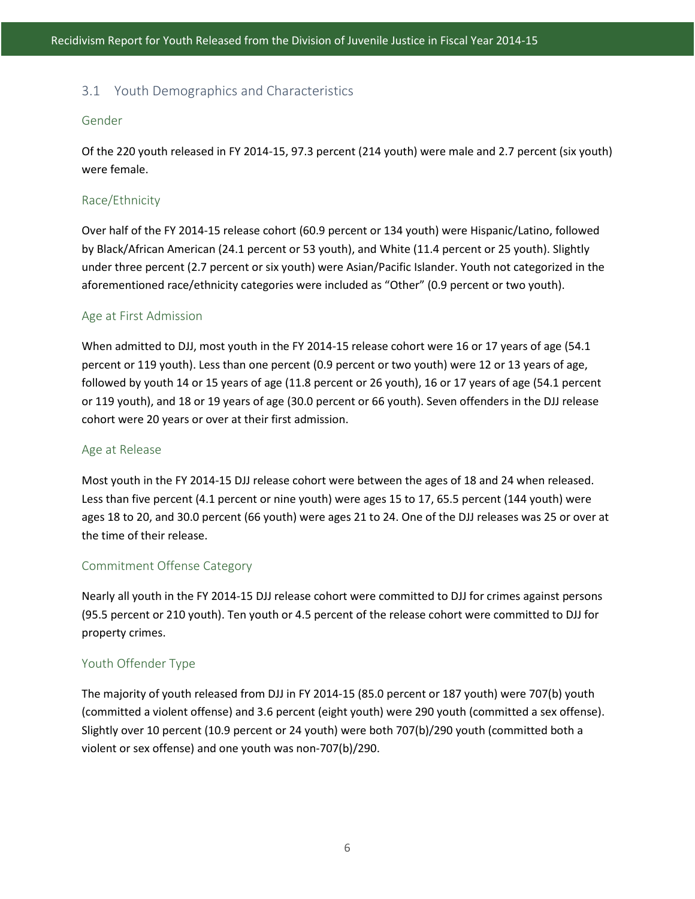## 3.1 Youth Demographics and Characteristics

### Gender

Of the 220 youth released in FY 2014-15, 97.3 percent (214 youth) were male and 2.7 percent (six youth) were female.

### Race/Ethnicity

Over half of the FY 2014-15 release cohort (60.9 percent or 134 youth) were Hispanic/Latino, followed by Black/African American (24.1 percent or 53 youth), and White (11.4 percent or 25 youth). Slightly under three percent (2.7 percent or six youth) were Asian/Pacific Islander. Youth not categorized in the aforementioned race/ethnicity categories were included as "Other" (0.9 percent or two youth).

### Age at First Admission

When admitted to DJJ, most youth in the FY 2014-15 release cohort were 16 or 17 years of age (54.1 percent or 119 youth). Less than one percent (0.9 percent or two youth) were 12 or 13 years of age, followed by youth 14 or 15 years of age (11.8 percent or 26 youth), 16 or 17 years of age (54.1 percent or 119 youth), and 18 or 19 years of age (30.0 percent or 66 youth). Seven offenders in the DJJ release cohort were 20 years or over at their first admission.

### Age at Release

Most youth in the FY 2014-15 DJJ release cohort were between the ages of 18 and 24 when released. Less than five percent (4.1 percent or nine youth) were ages 15 to 17, 65.5 percent (144 youth) were ages 18 to 20, and 30.0 percent (66 youth) were ages 21 to 24. One of the DJJ releases was 25 or over at the time of their release.

### Commitment Offense Category

Nearly all youth in the FY 2014-15 DJJ release cohort were committed to DJJ for crimes against persons (95.5 percent or 210 youth). Ten youth or 4.5 percent of the release cohort were committed to DJJ for property crimes.

### Youth Offender Type

The majority of youth released from DJJ in FY 2014-15 (85.0 percent or 187 youth) were 707(b) youth (committed a violent offense) and 3.6 percent (eight youth) were 290 youth (committed a sex offense). Slightly over 10 percent (10.9 percent or 24 youth) were both 707(b)/290 youth (committed both a violent or sex offense) and one youth was non-707(b)/290.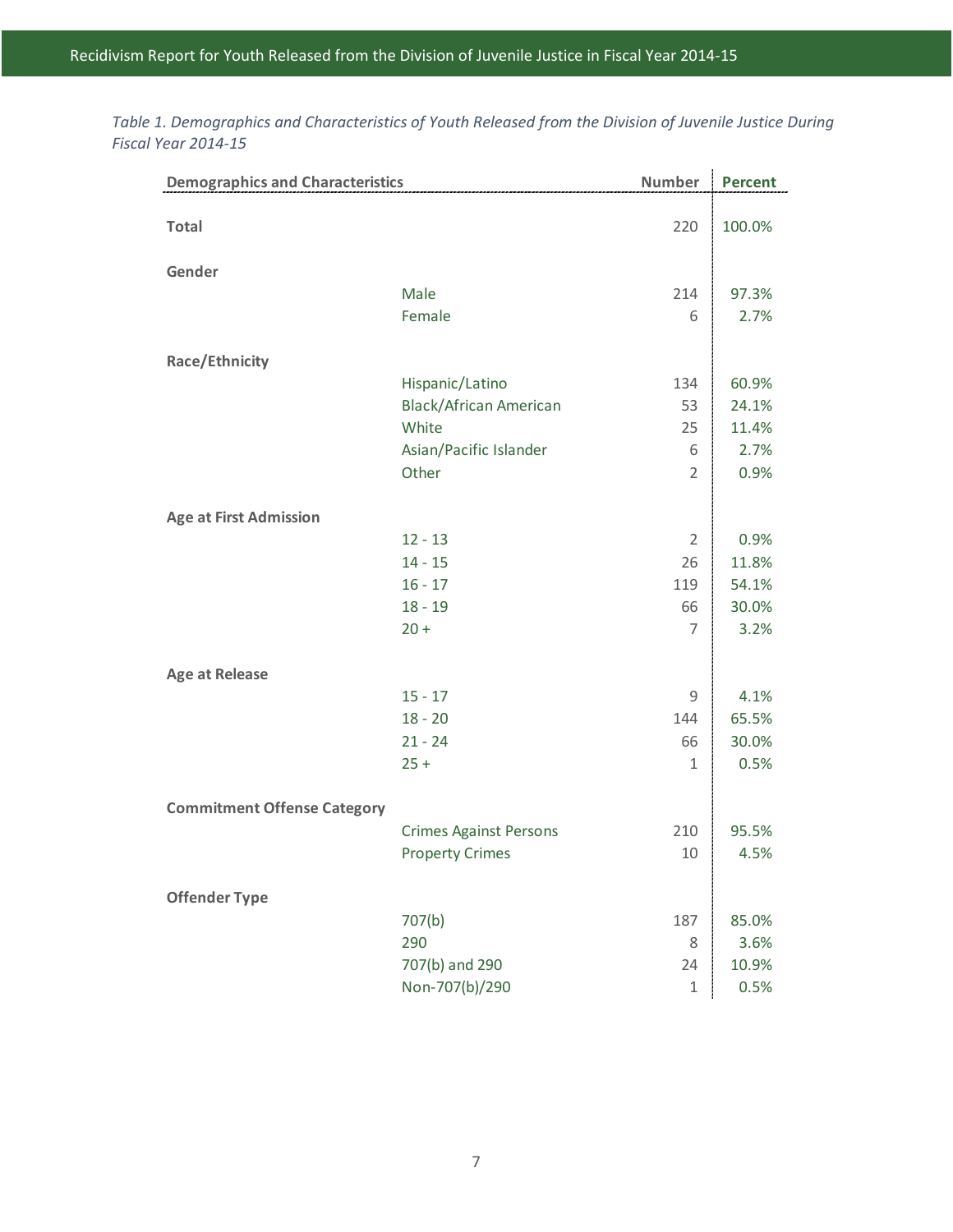*Table 1. Demographics and Characteristics of Youth Released from the Division of Juvenile Justice During Fiscal Year 2014-15*

| Demographics and Characteristics | | Number | Percent |
|---|---|---|---|
| **Total** | | 220 | 100.0% |
| **Gender** | | | |
| | Male | 214 | 97.3% |
| | Female | 6 | 2.7% |
| **Race/Ethnicity** | | | |
| | Hispanic/Latino | 134 | 60.9% |
| | Black/African American | 53 | 24.1% |
| | White | 25 | 11.4% |
| | Asian/Pacific Islander | 6 | 2.7% |
| | Other | 2 | 0.9% |
| **Age at First Admission** | | | |
| | 12 - 13 | 2 | 0.9% |
| | 14 - 15 | 26 | 11.8% |
| | 16 - 17 | 119 | 54.1% |
| | 18 - 19 | 66 | 30.0% |
| | 20 + | 7 | 3.2% |
| **Age at Release** | | | |
| | 15 - 17 | 9 | 4.1% |
| | 18 - 20 | 144 | 65.5% |
| | 21 - 24 | 66 | 30.0% |
| | 25 + | 1 | 0.5% |
| **Commitment Offense Category** | | | |
| | Crimes Against Persons | 210 | 95.5% |
| | Property Crimes | 10 | 4.5% |
| **Offender Type** | | | |
| | 707(b) | 187 | 85.0% |
| | 290 | 8 | 3.6% |
| | 707(b) and 290 | 24 | 10.9% |
| | Non-707(b)/290 | 1 | 0.5% |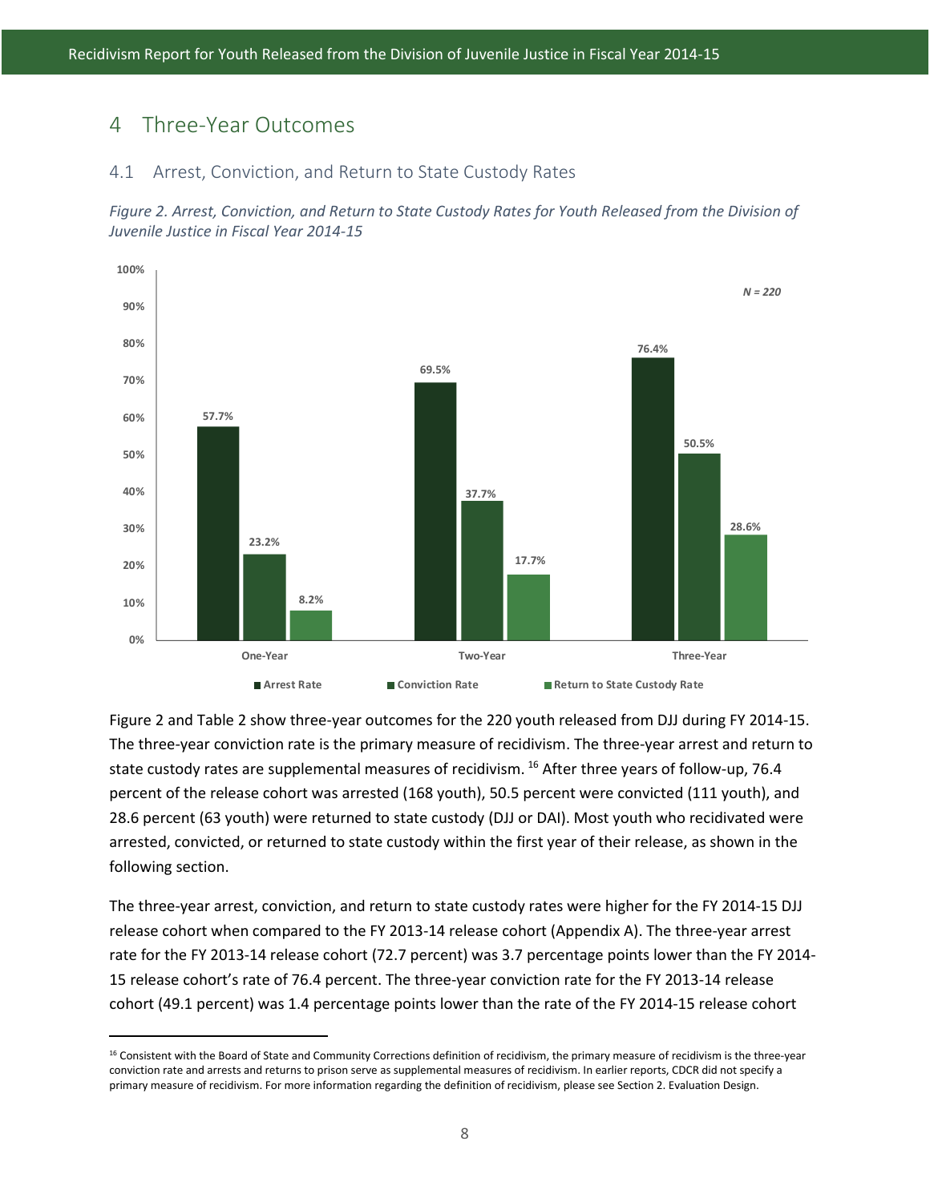# 4 Three-Year Outcomes

## 4.1 Arrest, Conviction, and Return to State Custody Rates

*Figure 2. Arrest, Conviction, and Return to State Custody Rates for Youth Released from the Division of Juvenile Justice in Fiscal Year 2014-15*

*N = 220*

| | Arrest Rate | Conviction Rate | Return to State Custody Rate |
|---|---|---|---|
| One-Year | 57.7% | 23.2% | 8.2% |
| Two-Year | 69.5% | 37.7% | 17.7% |
| Three-Year | 76.4% | 50.5% | 28.6% |

Figure 2 and Table 2 show three-year outcomes for the 220 youth released from DJJ during FY 2014-15. The three-year conviction rate is the primary measure of recidivism. The three-year arrest and return to state custody rates are supplemental measures of recidivism. [16] After three years of follow-up, 76.4 percent of the release cohort was arrested (168 youth), 50.5 percent were convicted (111 youth), and 28.6 percent (63 youth) were returned to state custody (DJJ or DAI). Most youth who recidivated were arrested, convicted, or returned to state custody within the first year of their release, as shown in the following section.

The three-year arrest, conviction, and return to state custody rates were higher for the FY 2014-15 DJJ release cohort when compared to the FY 2013-14 release cohort (Appendix A). The three-year arrest rate for the FY 2013-14 release cohort (72.7 percent) was 3.7 percentage points lower than the FY 2014-15 release cohort's rate of 76.4 percent. The three-year conviction rate for the FY 2013-14 release cohort (49.1 percent) was 1.4 percentage points lower than the rate of the FY 2014-15 release cohort

[16] Consistent with the Board of State and Community Corrections definition of recidivism, the primary measure of recidivism is the three-year conviction rate and arrests and returns to prison serve as supplemental measures of recidivism. In earlier reports, CDCR did not specify a primary measure of recidivism. For more information regarding the definition of recidivism, please see Section 2. Evaluation Design.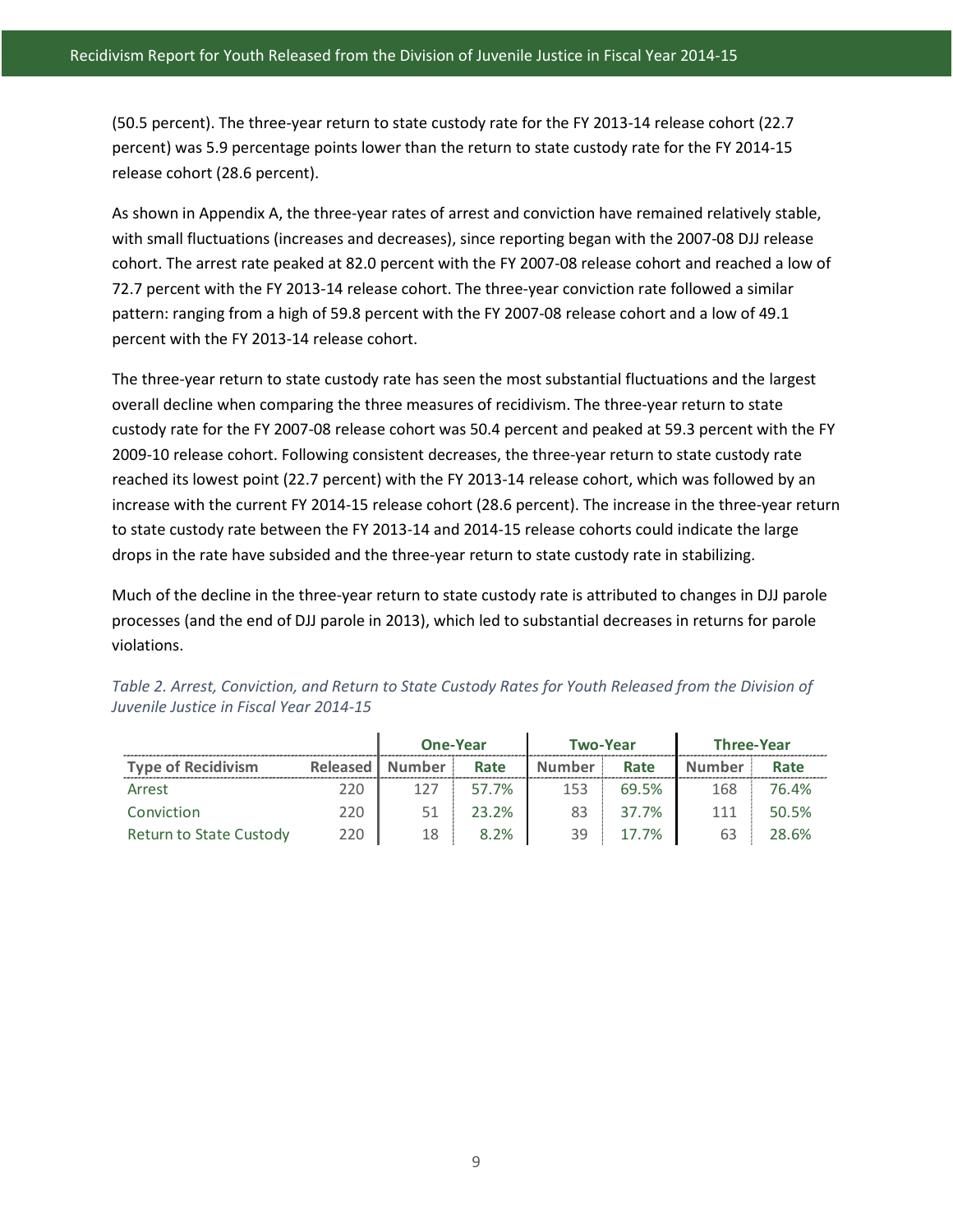(50.5 percent). The three-year return to state custody rate for the FY 2013-14 release cohort (22.7 percent) was 5.9 percentage points lower than the return to state custody rate for the FY 2014-15 release cohort (28.6 percent).

As shown in Appendix A, the three-year rates of arrest and conviction have remained relatively stable, with small fluctuations (increases and decreases), since reporting began with the 2007-08 DJJ release cohort. The arrest rate peaked at 82.0 percent with the FY 2007-08 release cohort and reached a low of 72.7 percent with the FY 2013-14 release cohort. The three-year conviction rate followed a similar pattern: ranging from a high of 59.8 percent with the FY 2007-08 release cohort and a low of 49.1 percent with the FY 2013-14 release cohort.

The three-year return to state custody rate has seen the most substantial fluctuations and the largest overall decline when comparing the three measures of recidivism. The three-year return to state custody rate for the FY 2007-08 release cohort was 50.4 percent and peaked at 59.3 percent with the FY 2009-10 release cohort. Following consistent decreases, the three-year return to state custody rate reached its lowest point (22.7 percent) with the FY 2013-14 release cohort, which was followed by an increase with the current FY 2014-15 release cohort (28.6 percent). The increase in the three-year return to state custody rate between the FY 2013-14 and 2014-15 release cohorts could indicate the large drops in the rate have subsided and the three-year return to state custody rate in stabilizing.

Much of the decline in the three-year return to state custody rate is attributed to changes in DJJ parole processes (and the end of DJJ parole in 2013), which led to substantial decreases in returns for parole violations.

*Table 2. Arrest, Conviction, and Return to State Custody Rates for Youth Released from the Division of Juvenile Justice in Fiscal Year 2014-15*

| | | One-Year | | Two-Year | | Three-Year | |
|---|---|---|---|---|---|---|---|
| Type of Recidivism | Released | Number | Rate | Number | Rate | Number | Rate |
| Arrest | 220 | 127 | 57.7% | 153 | 69.5% | 168 | 76.4% |
| Conviction | 220 | 51 | 23.2% | 83 | 37.7% | 111 | 50.5% |
| Return to State Custody | 220 | 18 | 8.2% | 39 | 17.7% | 63 | 28.6% |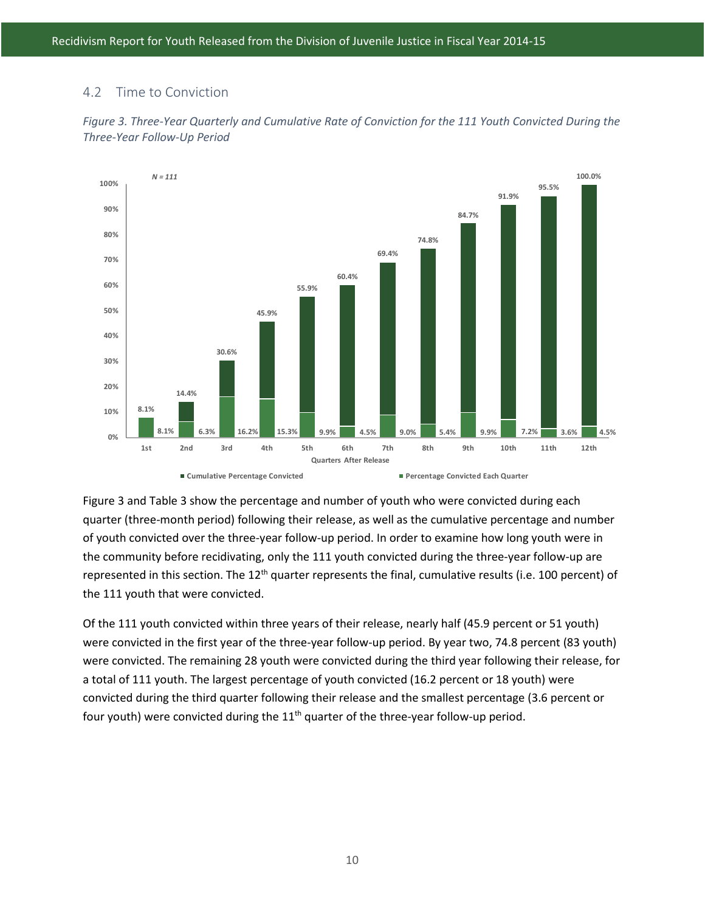## 4.2 Time to Conviction

*Figure 3. Three-Year Quarterly and Cumulative Rate of Conviction for the 111 Youth Convicted During the Three-Year Follow-Up Period*

| Quarters After Release | Cumulative Percentage Convicted | Percentage Convicted Each Quarter |
|---|---|---|
| 1st | 8.1% | 8.1% |
| 2nd | 14.4% | 6.3% |
| 3rd | 30.6% | 16.2% |
| 4th | 45.9% | 15.3% |
| 5th | 55.9% | 9.9% |
| 6th | 60.4% | 4.5% |
| 7th | 69.4% | 9.0% |
| 8th | 74.8% | 5.4% |
| 9th | 84.7% | 9.9% |
| 10th | 91.9% | 7.2% |
| 11th | 95.5% | 3.6% |
| 12th | 100.0% | 4.5% |

N = 111

Figure 3 and Table 3 show the percentage and number of youth who were convicted during each quarter (three-month period) following their release, as well as the cumulative percentage and number of youth convicted over the three-year follow-up period. In order to examine how long youth were in the community before recidivating, only the 111 youth convicted during the three-year follow-up are represented in this section. The 12th quarter represents the final, cumulative results (i.e. 100 percent) of the 111 youth that were convicted.

Of the 111 youth convicted within three years of their release, nearly half (45.9 percent or 51 youth) were convicted in the first year of the three-year follow-up period. By year two, 74.8 percent (83 youth) were convicted. The remaining 28 youth were convicted during the third year following their release, for a total of 111 youth. The largest percentage of youth convicted (16.2 percent or 18 youth) were convicted during the third quarter following their release and the smallest percentage (3.6 percent or four youth) were convicted during the 11th quarter of the three-year follow-up period.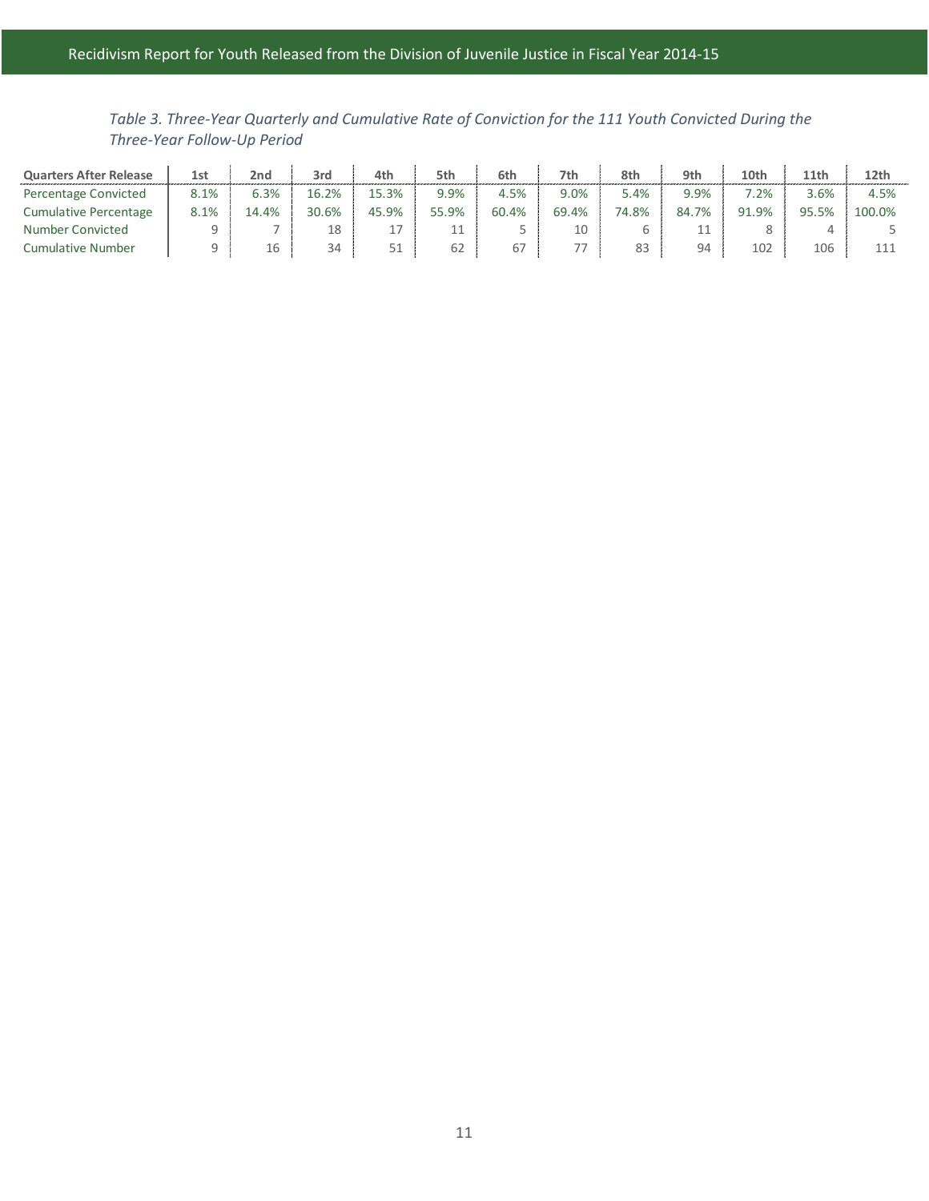*Table 3. Three-Year Quarterly and Cumulative Rate of Conviction for the 111 Youth Convicted During the Three-Year Follow-Up Period*

| Quarters After Release | 1st | 2nd | 3rd | 4th | 5th | 6th | 7th | 8th | 9th | 10th | 11th | 12th |
|---|---|---|---|---|---|---|---|---|---|---|---|---|
| Percentage Convicted | 8.1% | 6.3% | 16.2% | 15.3% | 9.9% | 4.5% | 9.0% | 5.4% | 9.9% | 7.2% | 3.6% | 4.5% |
| Cumulative Percentage | 8.1% | 14.4% | 30.6% | 45.9% | 55.9% | 60.4% | 69.4% | 74.8% | 84.7% | 91.9% | 95.5% | 100.0% |
| Number Convicted | 9 | 7 | 18 | 17 | 11 | 5 | 10 | 6 | 11 | 8 | 4 | 5 |
| Cumulative Number | 9 | 16 | 34 | 51 | 62 | 67 | 77 | 83 | 94 | 102 | 106 | 111 |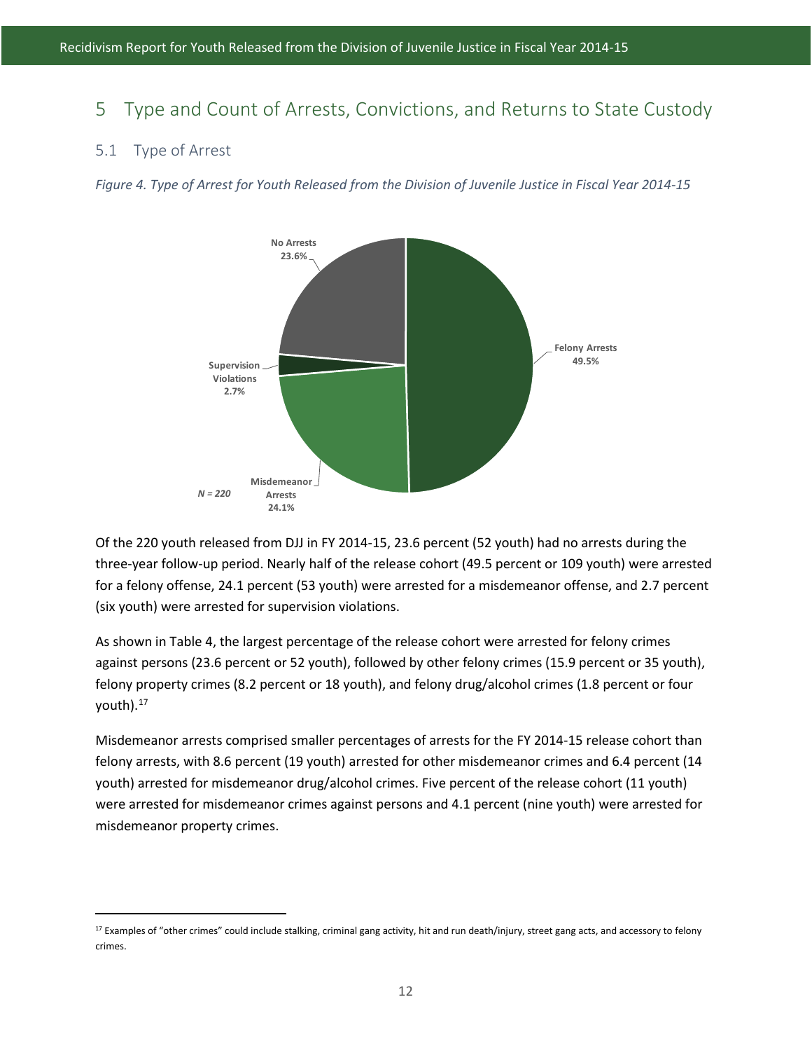# 5 Type and Count of Arrests, Convictions, and Returns to State Custody

## 5.1 Type of Arrest

*Figure 4. Type of Arrest for Youth Released from the Division of Juvenile Justice in Fiscal Year 2014-15*

No Arrests 23.6%

Felony Arrests 49.5%

Supervision Violations 2.7%

Misdemeanor Arrests 24.1%

*N = 220*

Of the 220 youth released from DJJ in FY 2014-15, 23.6 percent (52 youth) had no arrests during the three-year follow-up period. Nearly half of the release cohort (49.5 percent or 109 youth) were arrested for a felony offense, 24.1 percent (53 youth) were arrested for a misdemeanor offense, and 2.7 percent (six youth) were arrested for supervision violations.

As shown in Table 4, the largest percentage of the release cohort were arrested for felony crimes against persons (23.6 percent or 52 youth), followed by other felony crimes (15.9 percent or 35 youth), felony property crimes (8.2 percent or 18 youth), and felony drug/alcohol crimes (1.8 percent or four youth).[17]

Misdemeanor arrests comprised smaller percentages of arrests for the FY 2014-15 release cohort than felony arrests, with 8.6 percent (19 youth) arrested for other misdemeanor crimes and 6.4 percent (14 youth) arrested for misdemeanor drug/alcohol crimes. Five percent of the release cohort (11 youth) were arrested for misdemeanor crimes against persons and 4.1 percent (nine youth) were arrested for misdemeanor property crimes.

[17] Examples of "other crimes" could include stalking, criminal gang activity, hit and run death/injury, street gang acts, and accessory to felony crimes.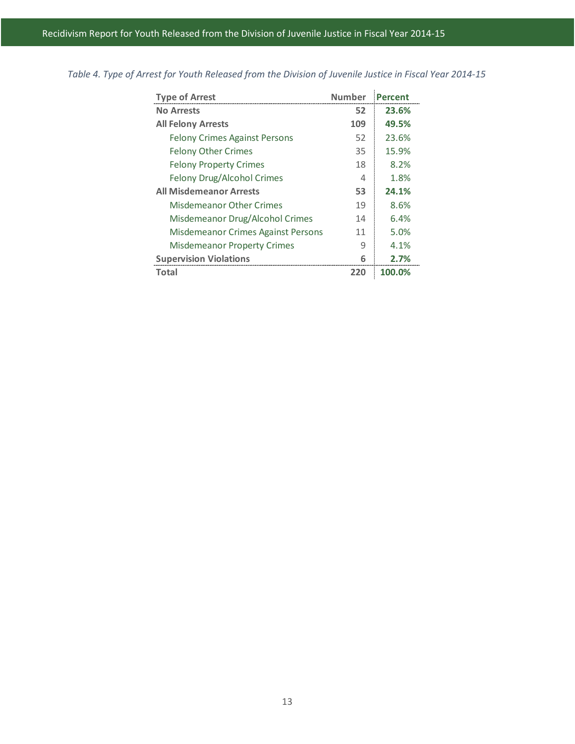*Table 4. Type of Arrest for Youth Released from the Division of Juvenile Justice in Fiscal Year 2014-15*

| Type of Arrest | Number | Percent |
|---|---|---|
| **No Arrests** | **52** | **23.6%** |
| **All Felony Arrests** | **109** | **49.5%** |
| Felony Crimes Against Persons | 52 | 23.6% |
| Felony Other Crimes | 35 | 15.9% |
| Felony Property Crimes | 18 | 8.2% |
| Felony Drug/Alcohol Crimes | 4 | 1.8% |
| **All Misdemeanor Arrests** | **53** | **24.1%** |
| Misdemeanor Other Crimes | 19 | 8.6% |
| Misdemeanor Drug/Alcohol Crimes | 14 | 6.4% |
| Misdemeanor Crimes Against Persons | 11 | 5.0% |
| Misdemeanor Property Crimes | 9 | 4.1% |
| **Supervision Violations** | **6** | **2.7%** |
| **Total** | **220** | **100.0%** |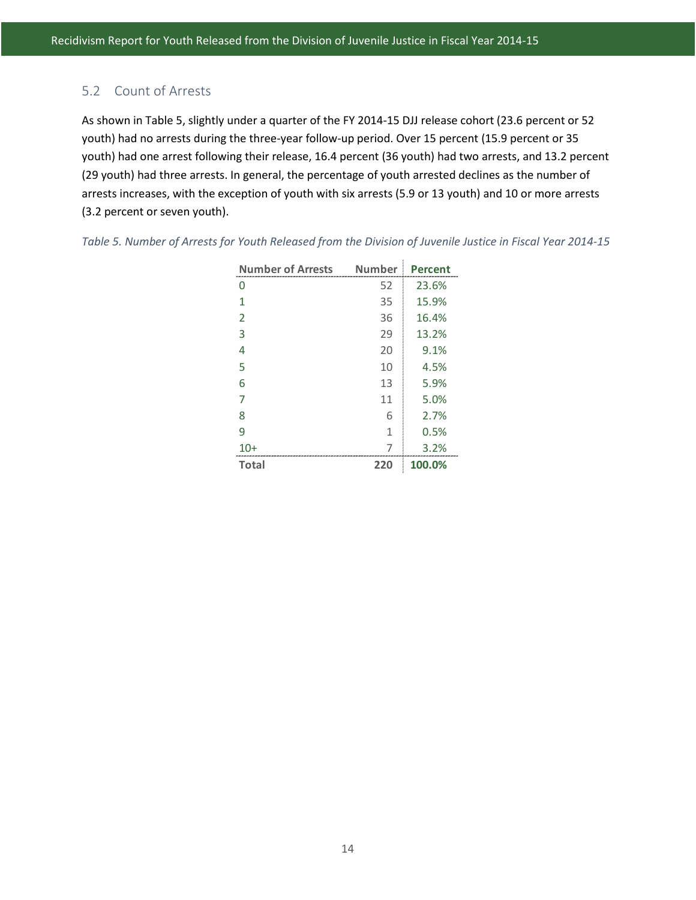## 5.2 Count of Arrests

As shown in Table 5, slightly under a quarter of the FY 2014-15 DJJ release cohort (23.6 percent or 52 youth) had no arrests during the three-year follow-up period. Over 15 percent (15.9 percent or 35 youth) had one arrest following their release, 16.4 percent (36 youth) had two arrests, and 13.2 percent (29 youth) had three arrests. In general, the percentage of youth arrested declines as the number of arrests increases, with the exception of youth with six arrests (5.9 or 13 youth) and 10 or more arrests (3.2 percent or seven youth).

*Table 5. Number of Arrests for Youth Released from the Division of Juvenile Justice in Fiscal Year 2014-15*

| Number of Arrests | Number | Percent |
|---|---|---|
| 0 | 52 | 23.6% |
| 1 | 35 | 15.9% |
| 2 | 36 | 16.4% |
| 3 | 29 | 13.2% |
| 4 | 20 | 9.1% |
| 5 | 10 | 4.5% |
| 6 | 13 | 5.9% |
| 7 | 11 | 5.0% |
| 8 | 6 | 2.7% |
| 9 | 1 | 0.5% |
| 10+ | 7 | 3.2% |
| **Total** | **220** | **100.0%** |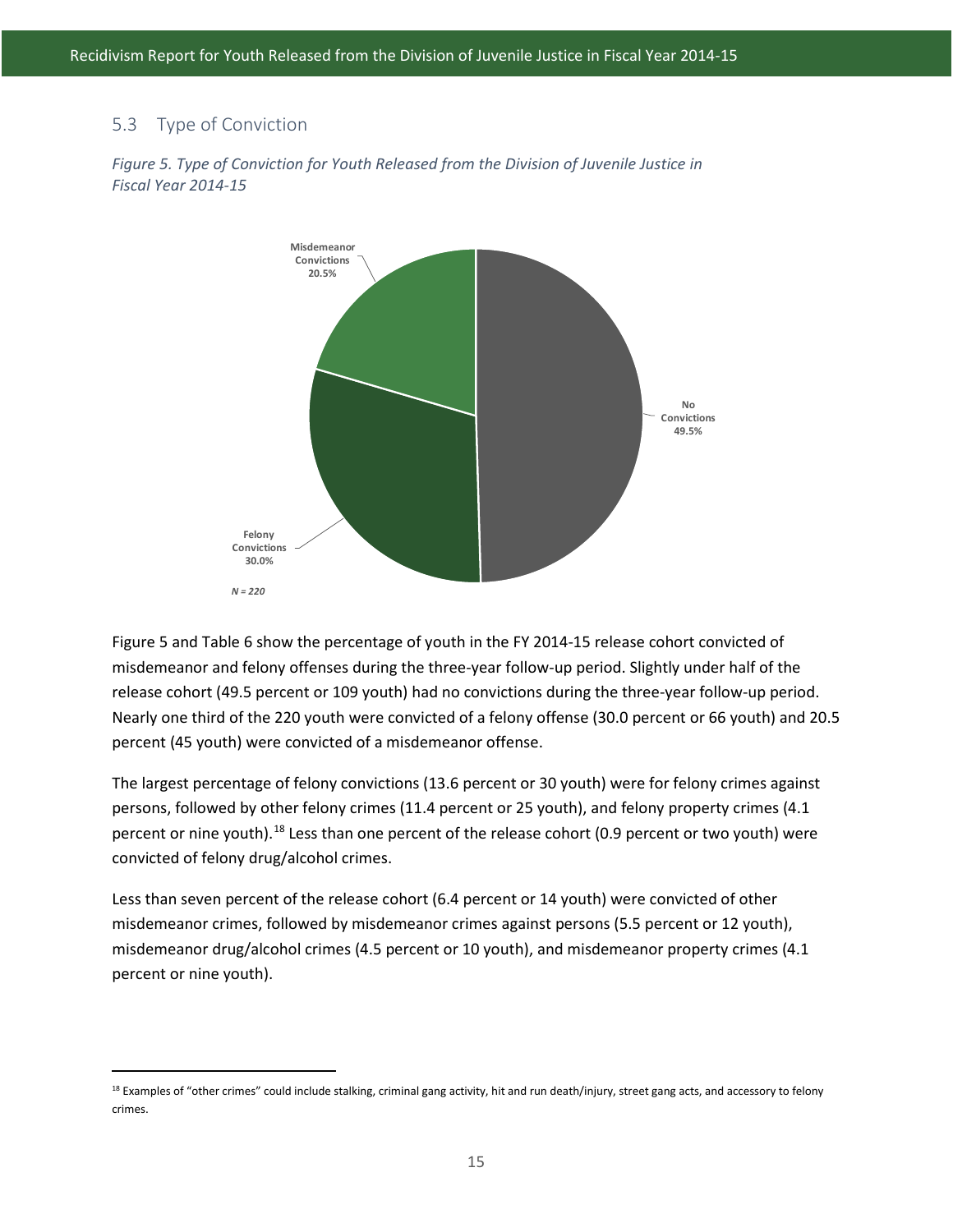## 5.3 Type of Conviction

*Figure 5. Type of Conviction for Youth Released from the Division of Juvenile Justice in Fiscal Year 2014-15*

Misdemeanor Convictions 20.5%

No Convictions 49.5%

Felony Convictions 30.0%

*N = 220*

Figure 5 and Table 6 show the percentage of youth in the FY 2014-15 release cohort convicted of misdemeanor and felony offenses during the three-year follow-up period. Slightly under half of the release cohort (49.5 percent or 109 youth) had no convictions during the three-year follow-up period. Nearly one third of the 220 youth were convicted of a felony offense (30.0 percent or 66 youth) and 20.5 percent (45 youth) were convicted of a misdemeanor offense.

The largest percentage of felony convictions (13.6 percent or 30 youth) were for felony crimes against persons, followed by other felony crimes (11.4 percent or 25 youth), and felony property crimes (4.1 percent or nine youth).[18] Less than one percent of the release cohort (0.9 percent or two youth) were convicted of felony drug/alcohol crimes.

Less than seven percent of the release cohort (6.4 percent or 14 youth) were convicted of other misdemeanor crimes, followed by misdemeanor crimes against persons (5.5 percent or 12 youth), misdemeanor drug/alcohol crimes (4.5 percent or 10 youth), and misdemeanor property crimes (4.1 percent or nine youth).

[18] Examples of "other crimes" could include stalking, criminal gang activity, hit and run death/injury, street gang acts, and accessory to felony crimes.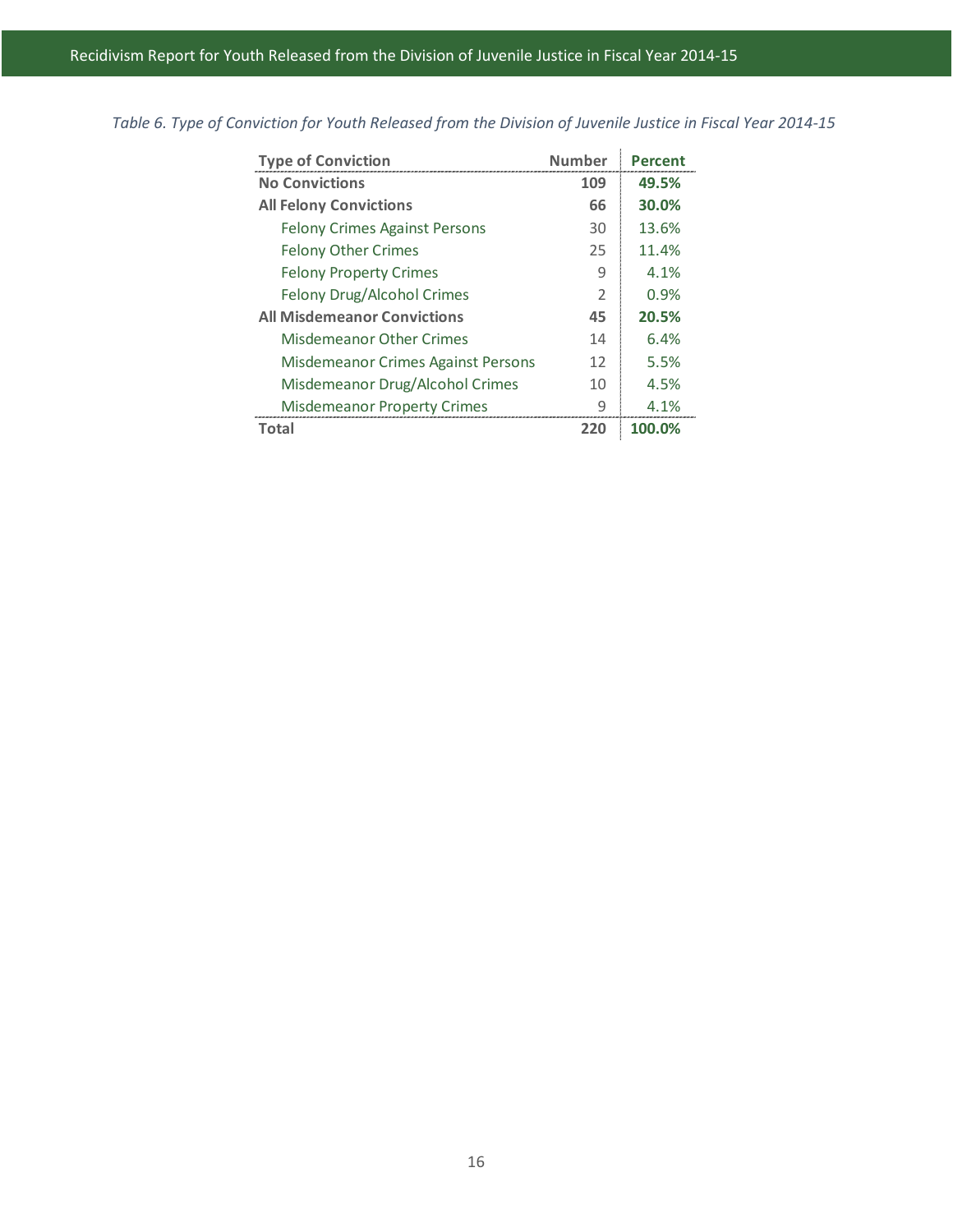*Table 6. Type of Conviction for Youth Released from the Division of Juvenile Justice in Fiscal Year 2014-15*

| Type of Conviction | Number | Percent |
|---|---|---|
| **No Convictions** | **109** | **49.5%** |
| **All Felony Convictions** | **66** | **30.0%** |
| Felony Crimes Against Persons | 30 | 13.6% |
| Felony Other Crimes | 25 | 11.4% |
| Felony Property Crimes | 9 | 4.1% |
| Felony Drug/Alcohol Crimes | 2 | 0.9% |
| **All Misdemeanor Convictions** | **45** | **20.5%** |
| Misdemeanor Other Crimes | 14 | 6.4% |
| Misdemeanor Crimes Against Persons | 12 | 5.5% |
| Misdemeanor Drug/Alcohol Crimes | 10 | 4.5% |
| Misdemeanor Property Crimes | 9 | 4.1% |
| **Total** | **220** | **100.0%** |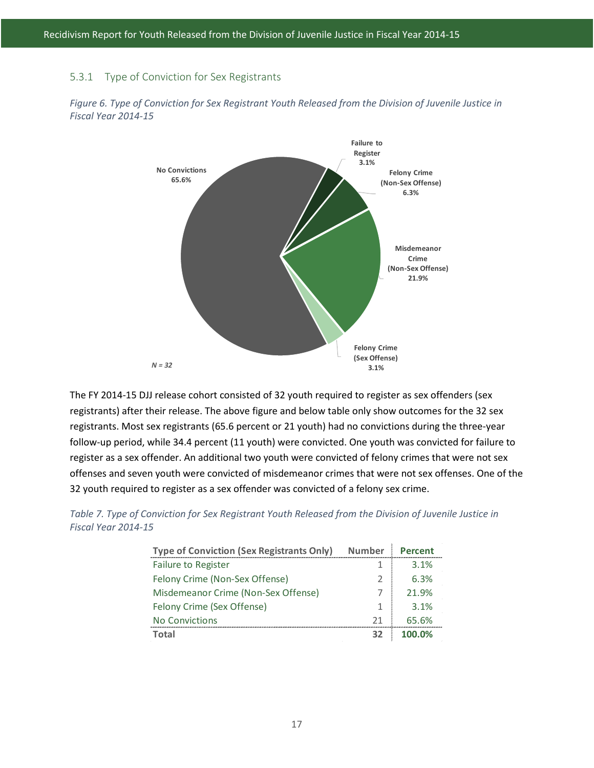### 5.3.1 Type of Conviction for Sex Registrants

*Figure 6. Type of Conviction for Sex Registrant Youth Released from the Division of Juvenile Justice in Fiscal Year 2014-15*

No Convictions 65.6%

Failure to Register 3.1%

Felony Crime (Non-Sex Offense) 6.3%

Misdemeanor Crime (Non-Sex Offense) 21.9%

Felony Crime (Sex Offense) 3.1%

*N = 32*

The FY 2014-15 DJJ release cohort consisted of 32 youth required to register as sex offenders (sex registrants) after their release. The above figure and below table only show outcomes for the 32 sex registrants. Most sex registrants (65.6 percent or 21 youth) had no convictions during the three-year follow-up period, while 34.4 percent (11 youth) were convicted. One youth was convicted for failure to register as a sex offender. An additional two youth were convicted of felony crimes that were not sex offenses and seven youth were convicted of misdemeanor crimes that were not sex offenses. One of the 32 youth required to register as a sex offender was convicted of a felony sex crime.

*Table 7. Type of Conviction for Sex Registrant Youth Released from the Division of Juvenile Justice in Fiscal Year 2014-15*

| Type of Conviction (Sex Registrants Only) | Number | Percent |
|---|---|---|
| Failure to Register | 1 | 3.1% |
| Felony Crime (Non-Sex Offense) | 2 | 6.3% |
| Misdemeanor Crime (Non-Sex Offense) | 7 | 21.9% |
| Felony Crime (Sex Offense) | 1 | 3.1% |
| No Convictions | 21 | 65.6% |
| **Total** | **32** | **100.0%** |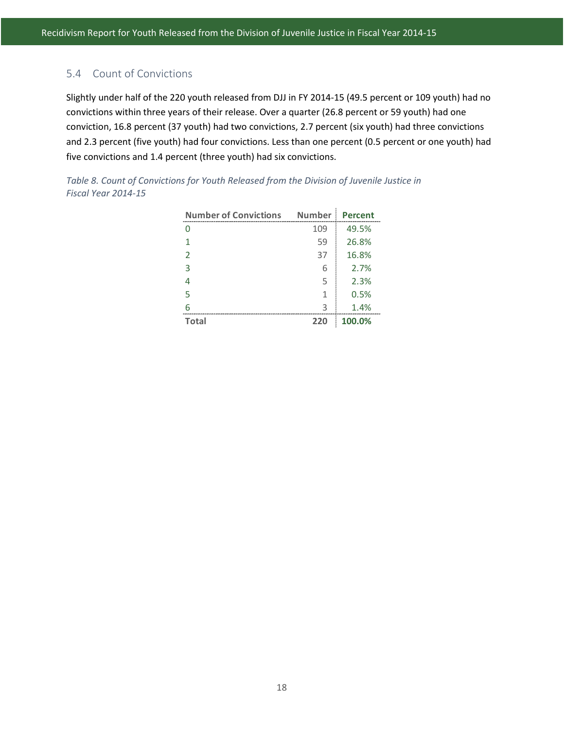## 5.4 Count of Convictions

Slightly under half of the 220 youth released from DJJ in FY 2014-15 (49.5 percent or 109 youth) had no convictions within three years of their release. Over a quarter (26.8 percent or 59 youth) had one conviction, 16.8 percent (37 youth) had two convictions, 2.7 percent (six youth) had three convictions and 2.3 percent (five youth) had four convictions. Less than one percent (0.5 percent or one youth) had five convictions and 1.4 percent (three youth) had six convictions.

*Table 8. Count of Convictions for Youth Released from the Division of Juvenile Justice in Fiscal Year 2014-15*

| Number of Convictions | Number | Percent |
|---|---|---|
| 0 | 109 | 49.5% |
| 1 | 59 | 26.8% |
| 2 | 37 | 16.8% |
| 3 | 6 | 2.7% |
| 4 | 5 | 2.3% |
| 5 | 1 | 0.5% |
| 6 | 3 | 1.4% |
| **Total** | **220** | **100.0%** |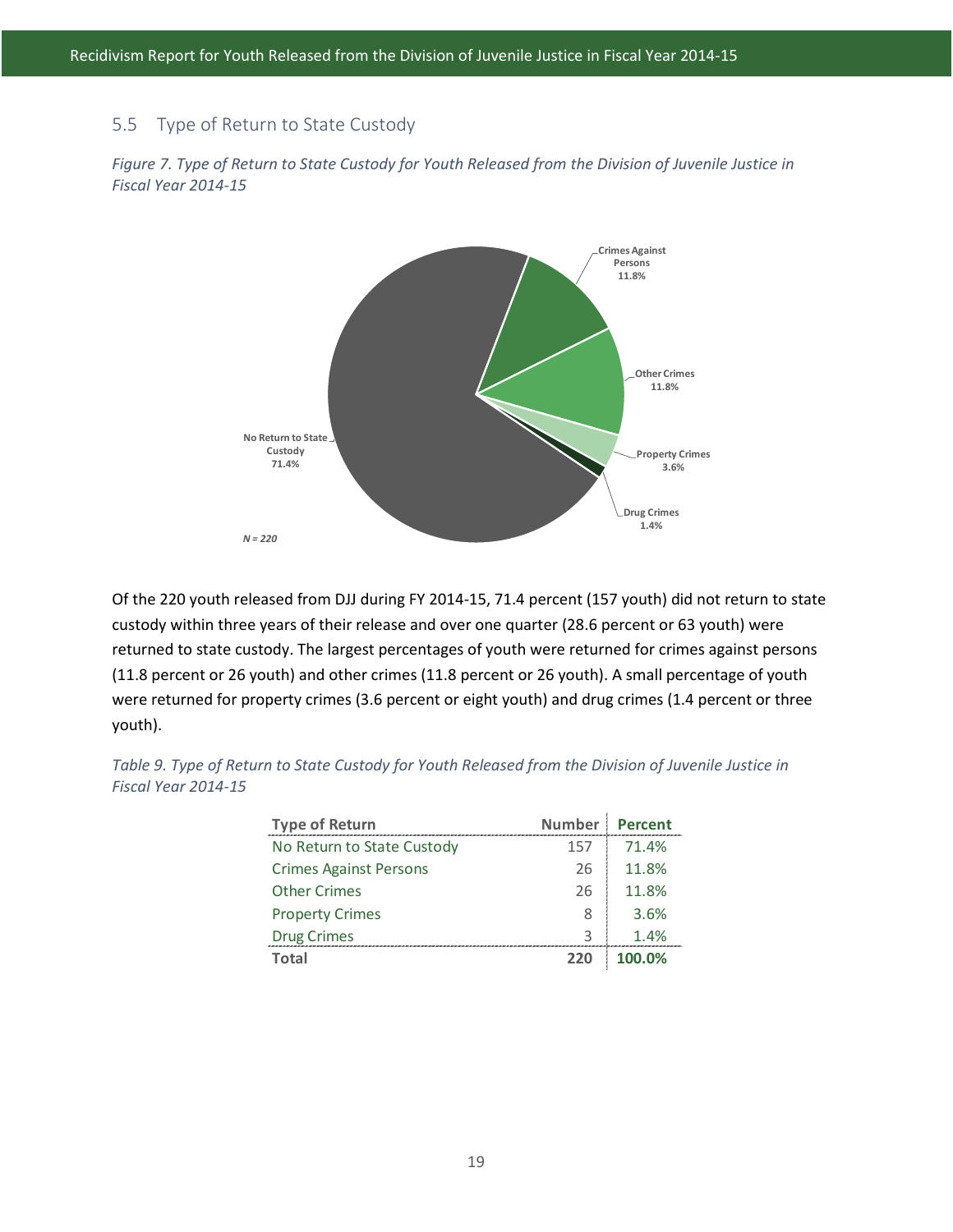## 5.5 Type of Return to State Custody

*Figure 7. Type of Return to State Custody for Youth Released from the Division of Juvenile Justice in Fiscal Year 2014-15*

Crimes Against Persons 11.8%

Other Crimes 11.8%

Property Crimes 3.6%

Drug Crimes 1.4%

No Return to State Custody 71.4%

*N = 220*

Of the 220 youth released from DJJ during FY 2014-15, 71.4 percent (157 youth) did not return to state custody within three years of their release and over one quarter (28.6 percent or 63 youth) were returned to state custody. The largest percentages of youth were returned for crimes against persons (11.8 percent or 26 youth) and other crimes (11.8 percent or 26 youth). A small percentage of youth were returned for property crimes (3.6 percent or eight youth) and drug crimes (1.4 percent or three youth).

*Table 9. Type of Return to State Custody for Youth Released from the Division of Juvenile Justice in Fiscal Year 2014-15*

| Type of Return | Number | Percent |
|---|---|---|
| No Return to State Custody | 157 | 71.4% |
| Crimes Against Persons | 26 | 11.8% |
| Other Crimes | 26 | 11.8% |
| Property Crimes | 8 | 3.6% |
| Drug Crimes | 3 | 1.4% |
| **Total** | **220** | **100.0%** |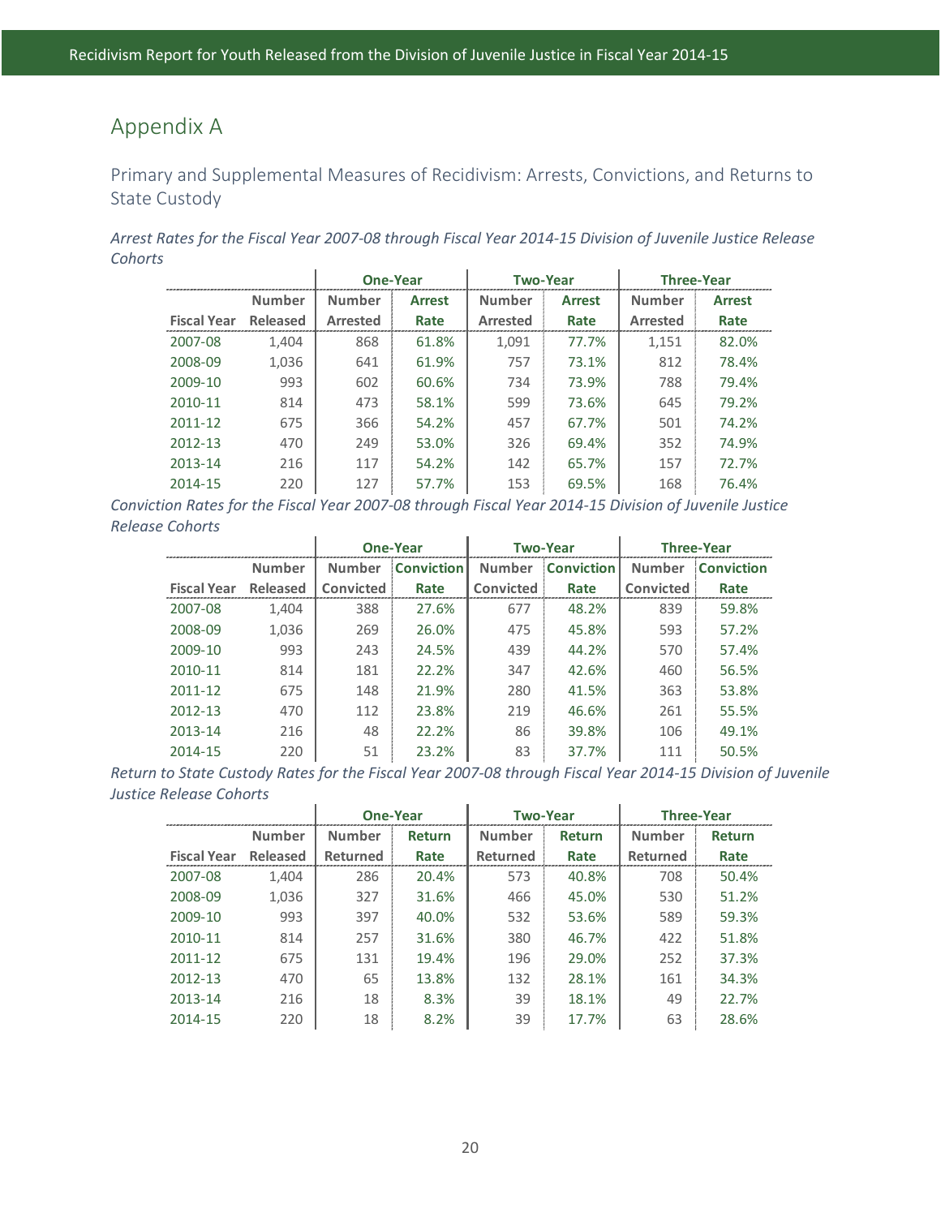## Appendix A

### Primary and Supplemental Measures of Recidivism: Arrests, Convictions, and Returns to State Custody

*Arrest Rates for the Fiscal Year 2007-08 through Fiscal Year 2014-15 Division of Juvenile Justice Release Cohorts*

| | | One-Year | | Two-Year | | Three-Year | |
|---|---|---|---|---|---|---|---|
| Fiscal Year | Number Released | Number Arrested | Arrest Rate | Number Arrested | Arrest Rate | Number Arrested | Arrest Rate |
| 2007-08 | 1,404 | 868 | 61.8% | 1,091 | 77.7% | 1,151 | 82.0% |
| 2008-09 | 1,036 | 641 | 61.9% | 757 | 73.1% | 812 | 78.4% |
| 2009-10 | 993 | 602 | 60.6% | 734 | 73.9% | 788 | 79.4% |
| 2010-11 | 814 | 473 | 58.1% | 599 | 73.6% | 645 | 79.2% |
| 2011-12 | 675 | 366 | 54.2% | 457 | 67.7% | 501 | 74.2% |
| 2012-13 | 470 | 249 | 53.0% | 326 | 69.4% | 352 | 74.9% |
| 2013-14 | 216 | 117 | 54.2% | 142 | 65.7% | 157 | 72.7% |
| 2014-15 | 220 | 127 | 57.7% | 153 | 69.5% | 168 | 76.4% |

*Conviction Rates for the Fiscal Year 2007-08 through Fiscal Year 2014-15 Division of Juvenile Justice Release Cohorts*

| | | One-Year | | Two-Year | | Three-Year | |
|---|---|---|---|---|---|---|---|
| Fiscal Year | Number Released | Number Convicted | Conviction Rate | Number Convicted | Conviction Rate | Number Convicted | Conviction Rate |
| 2007-08 | 1,404 | 388 | 27.6% | 677 | 48.2% | 839 | 59.8% |
| 2008-09 | 1,036 | 269 | 26.0% | 475 | 45.8% | 593 | 57.2% |
| 2009-10 | 993 | 243 | 24.5% | 439 | 44.2% | 570 | 57.4% |
| 2010-11 | 814 | 181 | 22.2% | 347 | 42.6% | 460 | 56.5% |
| 2011-12 | 675 | 148 | 21.9% | 280 | 41.5% | 363 | 53.8% |
| 2012-13 | 470 | 112 | 23.8% | 219 | 46.6% | 261 | 55.5% |
| 2013-14 | 216 | 48 | 22.2% | 86 | 39.8% | 106 | 49.1% |
| 2014-15 | 220 | 51 | 23.2% | 83 | 37.7% | 111 | 50.5% |

*Return to State Custody Rates for the Fiscal Year 2007-08 through Fiscal Year 2014-15 Division of Juvenile Justice Release Cohorts*

| | | One-Year | | Two-Year | | Three-Year | |
|---|---|---|---|---|---|---|---|
| Fiscal Year | Number Released | Number Returned | Return Rate | Number Returned | Return Rate | Number Returned | Return Rate |
| 2007-08 | 1,404 | 286 | 20.4% | 573 | 40.8% | 708 | 50.4% |
| 2008-09 | 1,036 | 327 | 31.6% | 466 | 45.0% | 530 | 51.2% |
| 2009-10 | 993 | 397 | 40.0% | 532 | 53.6% | 589 | 59.3% |
| 2010-11 | 814 | 257 | 31.6% | 380 | 46.7% | 422 | 51.8% |
| 2011-12 | 675 | 131 | 19.4% | 196 | 29.0% | 252 | 37.3% |
| 2012-13 | 470 | 65 | 13.8% | 132 | 28.1% | 161 | 34.3% |
| 2013-14 | 216 | 18 | 8.3% | 39 | 18.1% | 49 | 22.7% |
| 2014-15 | 220 | 18 | 8.2% | 39 | 17.7% | 63 | 28.6% |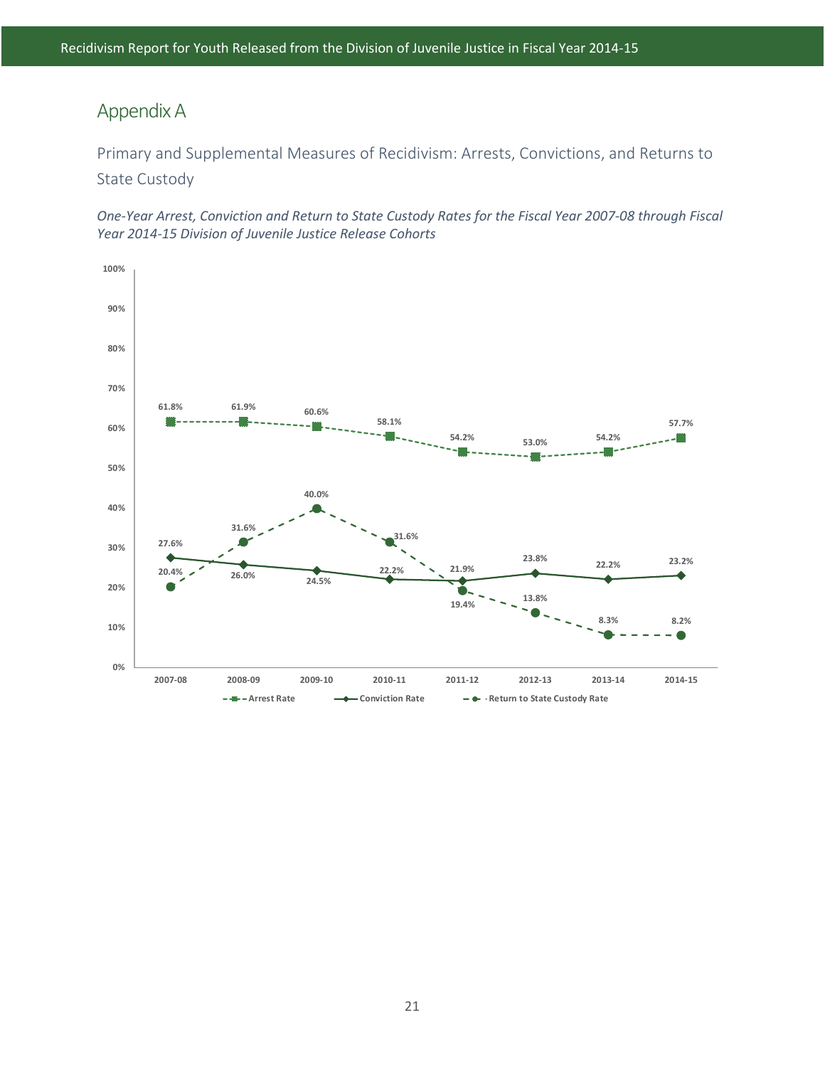## Appendix A

### Primary and Supplemental Measures of Recidivism: Arrests, Convictions, and Returns to State Custody

*One-Year Arrest, Conviction and Return to State Custody Rates for the Fiscal Year 2007-08 through Fiscal Year 2014-15 Division of Juvenile Justice Release Cohorts*

| Fiscal Year | Arrest Rate | Conviction Rate | Return to State Custody Rate |
|---|---|---|---|
| 2007-08 | 61.8% | 27.6% | 20.4% |
| 2008-09 | 61.9% | 26.0% | 31.6% |
| 2009-10 | 60.6% | 24.5% | 40.0% |
| 2010-11 | 58.1% | 22.2% | 31.6% |
| 2011-12 | 54.2% | 21.9% | 19.4% |
| 2012-13 | 53.0% | 23.8% | 13.8% |
| 2013-14 | 54.2% | 22.2% | 8.3% |
| 2014-15 | 57.7% | 23.2% | 8.2% |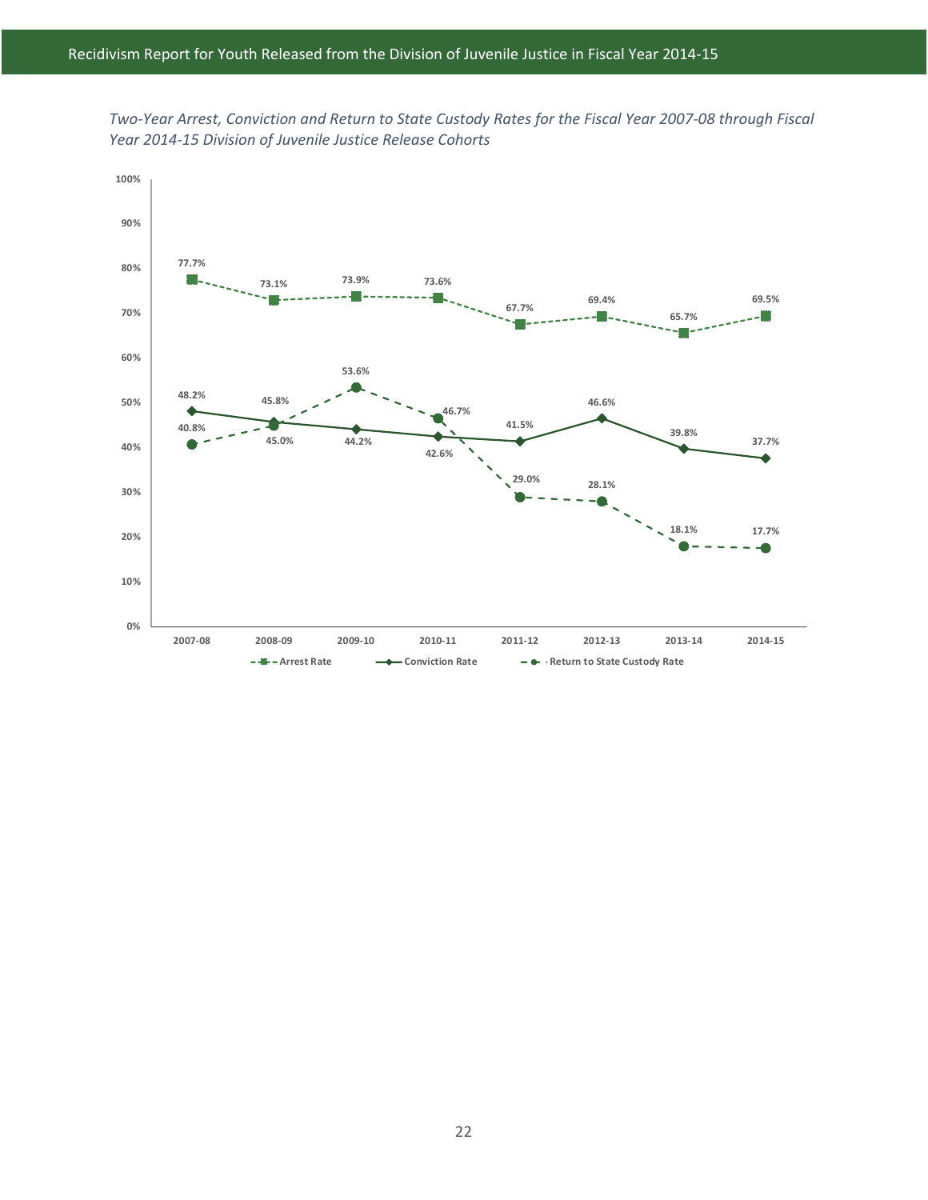*Two-Year Arrest, Conviction and Return to State Custody Rates for the Fiscal Year 2007-08 through Fiscal Year 2014-15 Division of Juvenile Justice Release Cohorts*

| | 2007-08 | 2008-09 | 2009-10 | 2010-11 | 2011-12 | 2012-13 | 2013-14 | 2014-15 |
|---|---|---|---|---|---|---|---|---|
| Arrest Rate | 77.7% | 73.1% | 73.9% | 73.6% | 67.7% | 69.4% | 65.7% | 69.5% |
| Conviction Rate | 48.2% | 45.8% | 44.2% | 42.6% | 41.5% | 46.6% | 39.8% | 37.7% |
| Return to State Custody Rate | 40.8% | 45.0% | 53.6% | 46.7% | 29.0% | 28.1% | 18.1% | 17.7% |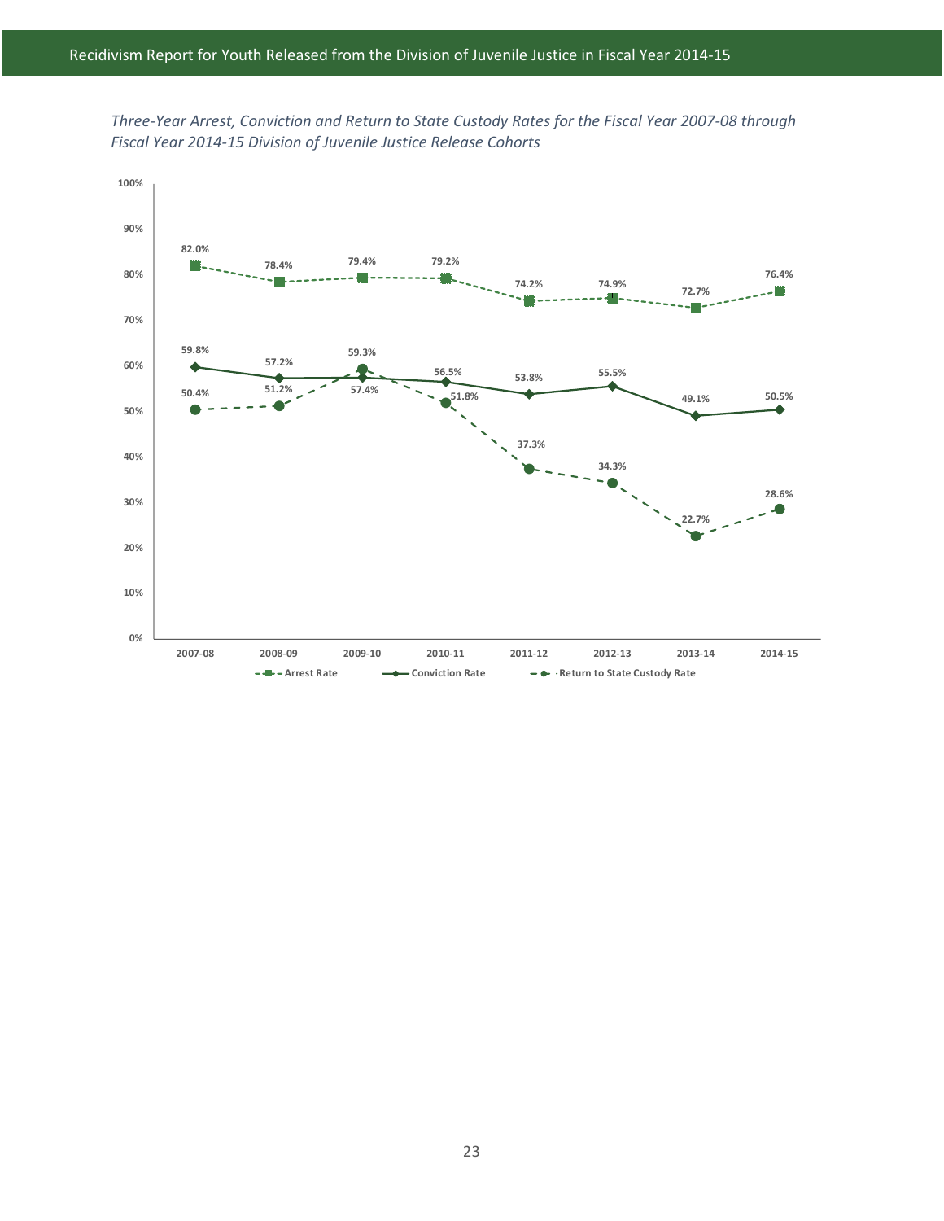*Three-Year Arrest, Conviction and Return to State Custody Rates for the Fiscal Year 2007-08 through Fiscal Year 2014-15 Division of Juvenile Justice Release Cohorts*

| Fiscal Year | Arrest Rate | Conviction Rate | Return to State Custody Rate |
|---|---|---|---|
| 2007-08 | 82.0% | 59.8% | 50.4% |
| 2008-09 | 78.4% | 57.2% | 51.2% |
| 2009-10 | 79.4% | 57.4% | 59.3% |
| 2010-11 | 79.2% | 56.5% | 51.8% |
| 2011-12 | 74.2% | 53.8% | 37.3% |
| 2012-13 | 74.9% | 55.5% | 34.3% |
| 2013-14 | 72.7% | 49.1% | 22.7% |
| 2014-15 | 76.4% | 50.5% | 28.6% |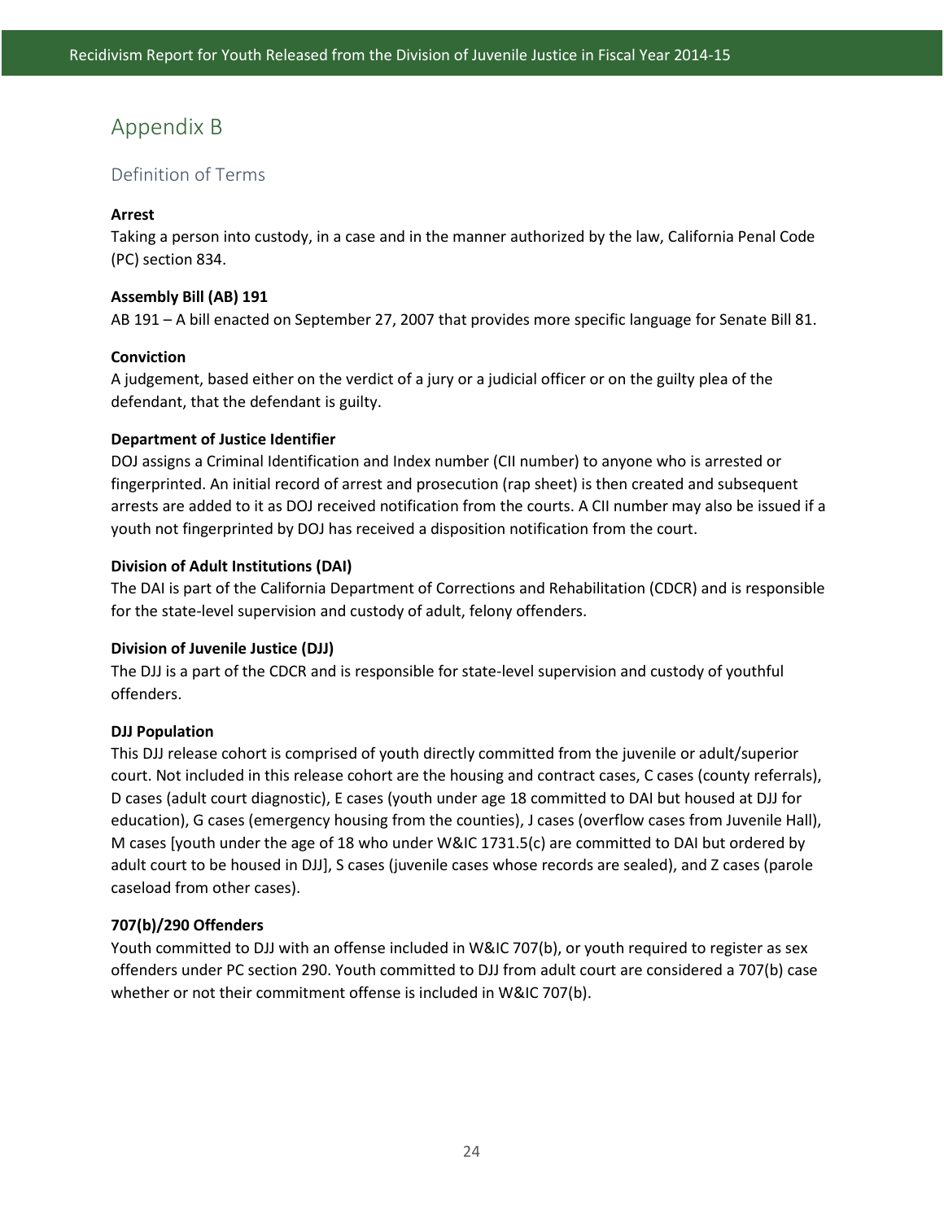# Appendix B

## Definition of Terms

**Arrest**

Taking a person into custody, in a case and in the manner authorized by the law, California Penal Code (PC) section 834.

**Assembly Bill (AB) 191**

AB 191 – A bill enacted on September 27, 2007 that provides more specific language for Senate Bill 81.

**Conviction**

A judgement, based either on the verdict of a jury or a judicial officer or on the guilty plea of the defendant, that the defendant is guilty.

**Department of Justice Identifier**

DOJ assigns a Criminal Identification and Index number (CII number) to anyone who is arrested or fingerprinted. An initial record of arrest and prosecution (rap sheet) is then created and subsequent arrests are added to it as DOJ received notification from the courts. A CII number may also be issued if a youth not fingerprinted by DOJ has received a disposition notification from the court.

**Division of Adult Institutions (DAI)**

The DAI is part of the California Department of Corrections and Rehabilitation (CDCR) and is responsible for the state-level supervision and custody of adult, felony offenders.

**Division of Juvenile Justice (DJJ)**

The DJJ is a part of the CDCR and is responsible for state-level supervision and custody of youthful offenders.

**DJJ Population**

This DJJ release cohort is comprised of youth directly committed from the juvenile or adult/superior court. Not included in this release cohort are the housing and contract cases, C cases (county referrals), D cases (adult court diagnostic), E cases (youth under age 18 committed to DAI but housed at DJJ for education), G cases (emergency housing from the counties), J cases (overflow cases from Juvenile Hall), M cases [youth under the age of 18 who under W&IC 1731.5(c) are committed to DAI but ordered by adult court to be housed in DJJ], S cases (juvenile cases whose records are sealed), and Z cases (parole caseload from other cases).

**707(b)/290 Offenders**

Youth committed to DJJ with an offense included in W&IC 707(b), or youth required to register as sex offenders under PC section 290. Youth committed to DJJ from adult court are considered a 707(b) case whether or not their commitment offense is included in W&IC 707(b).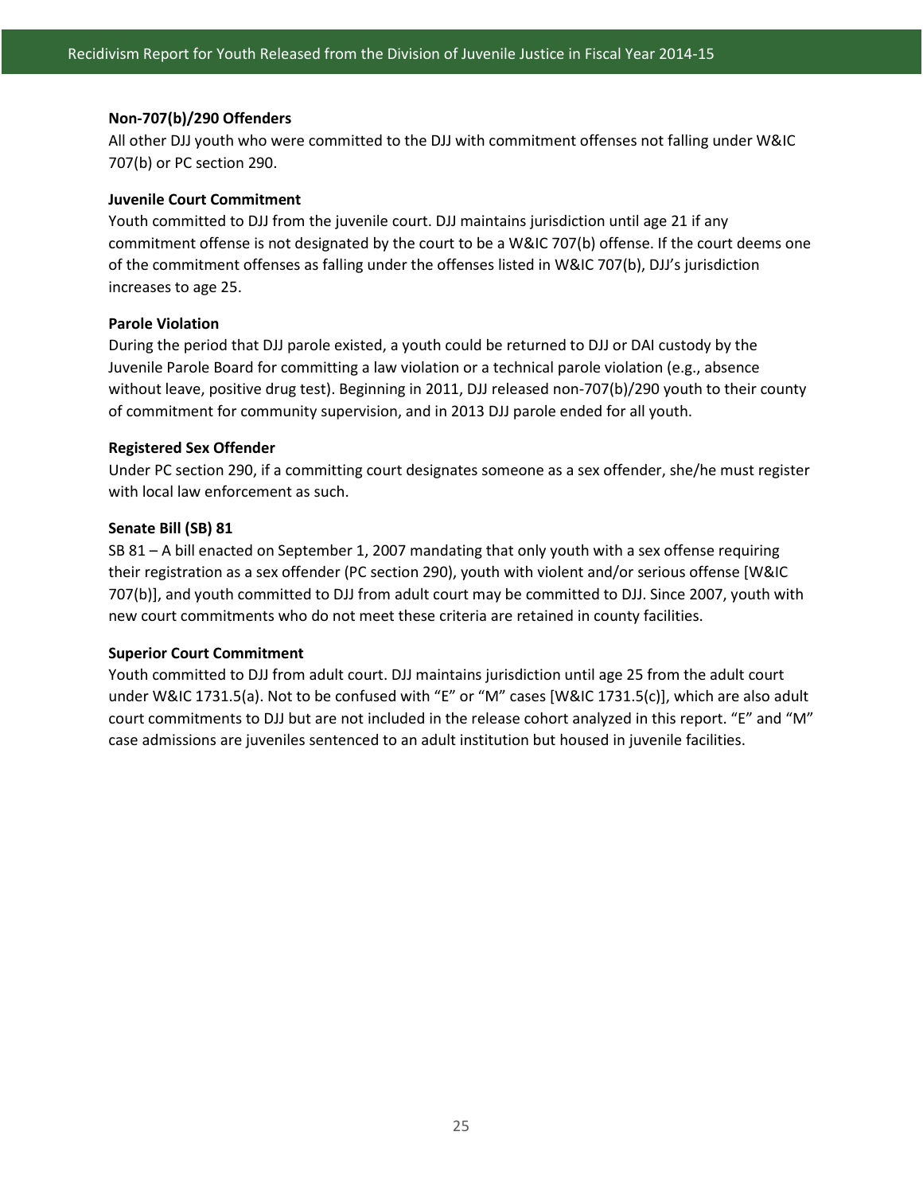**Non-707(b)/290 Offenders**

All other DJJ youth who were committed to the DJJ with commitment offenses not falling under W&IC 707(b) or PC section 290.

**Juvenile Court Commitment**

Youth committed to DJJ from the juvenile court. DJJ maintains jurisdiction until age 21 if any commitment offense is not designated by the court to be a W&IC 707(b) offense. If the court deems one of the commitment offenses as falling under the offenses listed in W&IC 707(b), DJJ's jurisdiction increases to age 25.

**Parole Violation**

During the period that DJJ parole existed, a youth could be returned to DJJ or DAI custody by the Juvenile Parole Board for committing a law violation or a technical parole violation (e.g., absence without leave, positive drug test). Beginning in 2011, DJJ released non-707(b)/290 youth to their county of commitment for community supervision, and in 2013 DJJ parole ended for all youth.

**Registered Sex Offender**

Under PC section 290, if a committing court designates someone as a sex offender, she/he must register with local law enforcement as such.

**Senate Bill (SB) 81**

SB 81 – A bill enacted on September 1, 2007 mandating that only youth with a sex offense requiring their registration as a sex offender (PC section 290), youth with violent and/or serious offense [W&IC 707(b)], and youth committed to DJJ from adult court may be committed to DJJ. Since 2007, youth with new court commitments who do not meet these criteria are retained in county facilities.

**Superior Court Commitment**

Youth committed to DJJ from adult court. DJJ maintains jurisdiction until age 25 from the adult court under W&IC 1731.5(a). Not to be confused with "E" or "M" cases [W&IC 1731.5(c)], which are also adult court commitments to DJJ but are not included in the release cohort analyzed in this report. "E" and "M" case admissions are juveniles sentenced to an adult institution but housed in juvenile facilities.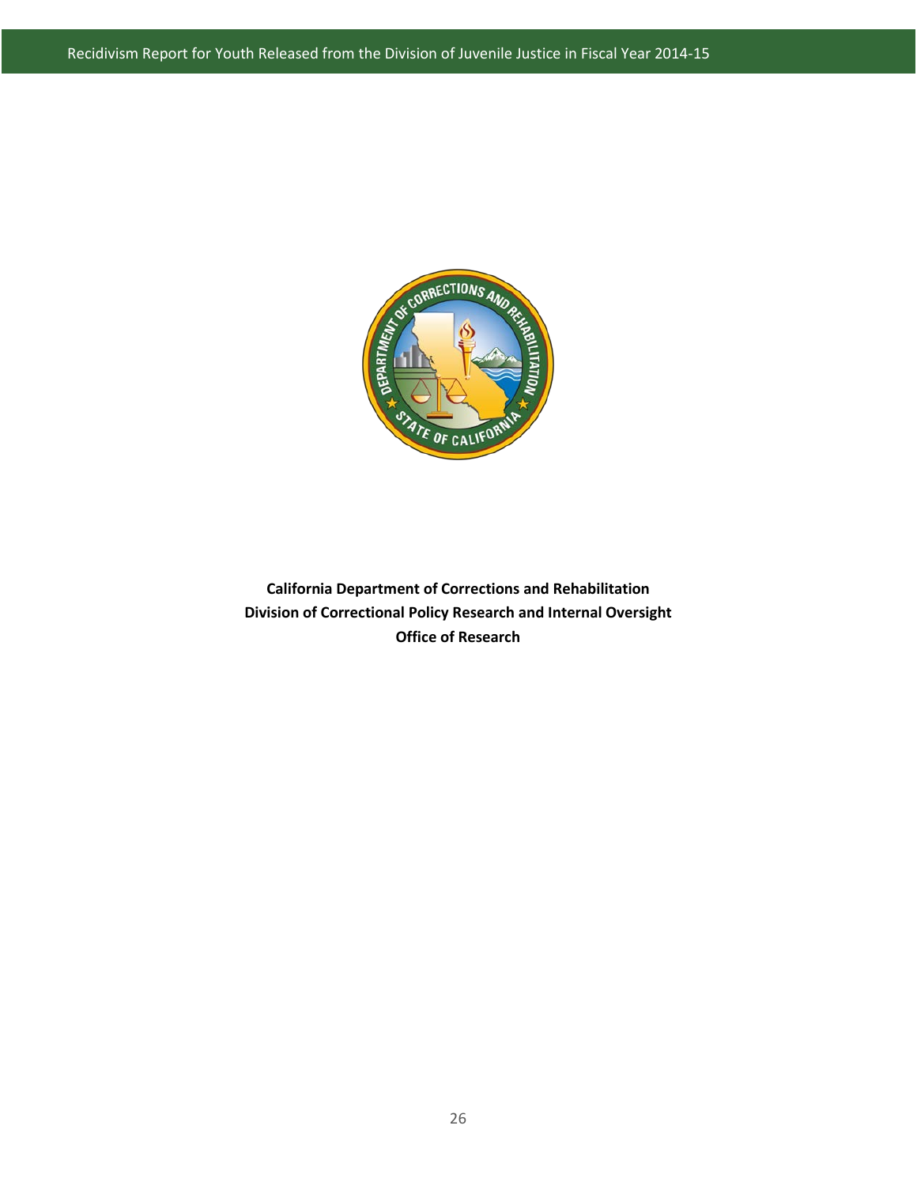**California Department of Corrections and Rehabilitation**
**Division of Correctional Policy Research and Internal Oversight**
**Office of Research**